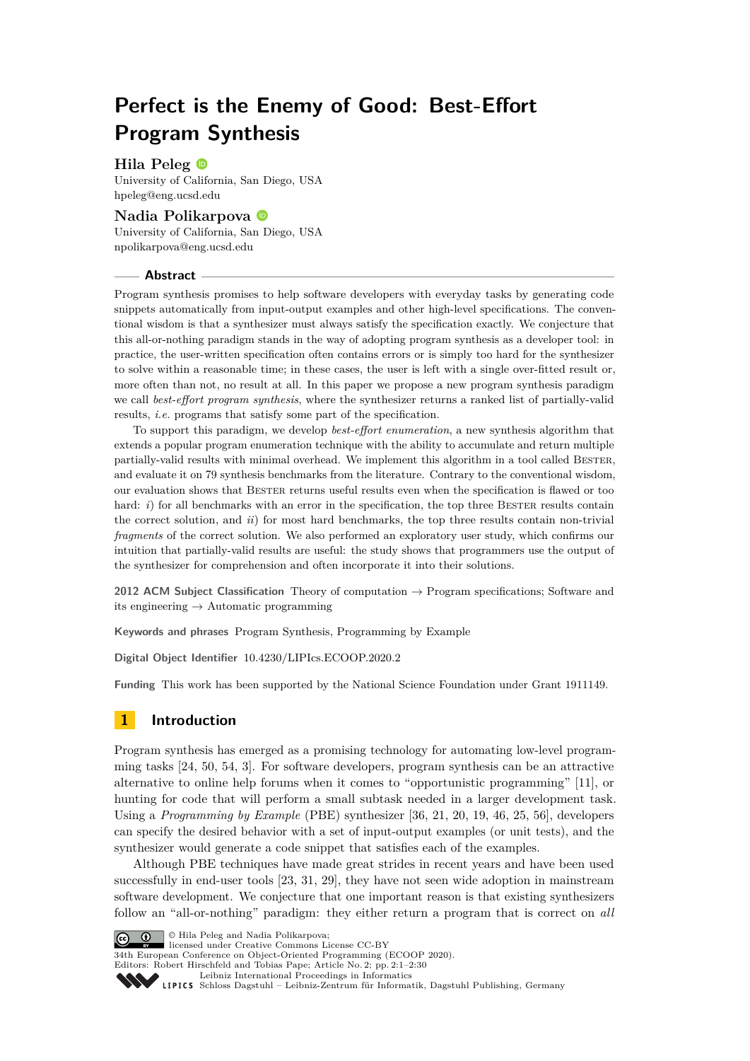# Perfect is the Enemy of Good: Best-Effort Program Synthesis

**Hila Peleg**
University of California, San Diego, USA
hpeleg@eng.ucsd.edu

**Nadia Polikarpova**
University of California, San Diego, USA
npolikarpova@eng.ucsd.edu

## Abstract

Program synthesis promises to help software developers with everyday tasks by generating code snippets automatically from input-output examples and other high-level specifications. The conventional wisdom is that a synthesizer must always satisfy the specification exactly. We conjecture that this all-or-nothing paradigm stands in the way of adopting program synthesis as a developer tool: in practice, the user-written specification often contains errors or is simply too hard for the synthesizer to solve within a reasonable time; in these cases, the user is left with a single over-fitted result or, more often than not, no result at all. In this paper we propose a new program synthesis paradigm we call *best-effort program synthesis*, where the synthesizer returns a ranked list of partially-valid results, *i.e.* programs that satisfy some part of the specification.

To support this paradigm, we develop *best-effort enumeration*, a new synthesis algorithm that extends a popular program enumeration technique with the ability to accumulate and return multiple partially-valid results with minimal overhead. We implement this algorithm in a tool called Bester, and evaluate it on 79 synthesis benchmarks from the literature. Contrary to the conventional wisdom, our evaluation shows that Bester returns useful results even when the specification is flawed or too hard: *i*) for all benchmarks with an error in the specification, the top three Bester results contain the correct solution, and *ii*) for most hard benchmarks, the top three results contain non-trivial *fragments* of the correct solution. We also performed an exploratory user study, which confirms our intuition that partially-valid results are useful: the study shows that programmers use the output of the synthesizer for comprehension and often incorporate it into their solutions.

**2012 ACM Subject Classification** Theory of computation → Program specifications; Software and its engineering → Automatic programming

**Keywords and phrases** Program Synthesis, Programming by Example

**Digital Object Identifier** 10.4230/LIPIcs.ECOOP.2020.2

**Funding** This work has been supported by the National Science Foundation under Grant 1911149.

## 1 Introduction

Program synthesis has emerged as a promising technology for automating low-level programming tasks [24, 50, 54, 3]. For software developers, program synthesis can be an attractive alternative to online help forums when it comes to "opportunistic programming" [11], or hunting for code that will perform a small subtask needed in a larger development task. Using a *Programming by Example* (PBE) synthesizer [36, 21, 20, 19, 46, 25, 56], developers can specify the desired behavior with a set of input-output examples (or unit tests), and the synthesizer would generate a code snippet that satisfies each of the examples.

Although PBE techniques have made great strides in recent years and have been used successfully in end-user tools [23, 31, 29], they have not seen wide adoption in mainstream software development. We conjecture that one important reason is that existing synthesizers follow an "all-or-nothing" paradigm: they either return a program that is correct on *all*

© Hila Peleg and Nadia Polikarpova;
licensed under Creative Commons License CC-BY
34th European Conference on Object-Oriented Programming (ECOOP 2020).
Editors: Robert Hirschfeld and Tobias Pape; Article No. 2; pp. 2:1–2:30
Leibniz International Proceedings in Informatics
Schloss Dagstuhl – Leibniz-Zentrum für Informatik, Dagstuhl Publishing, Germany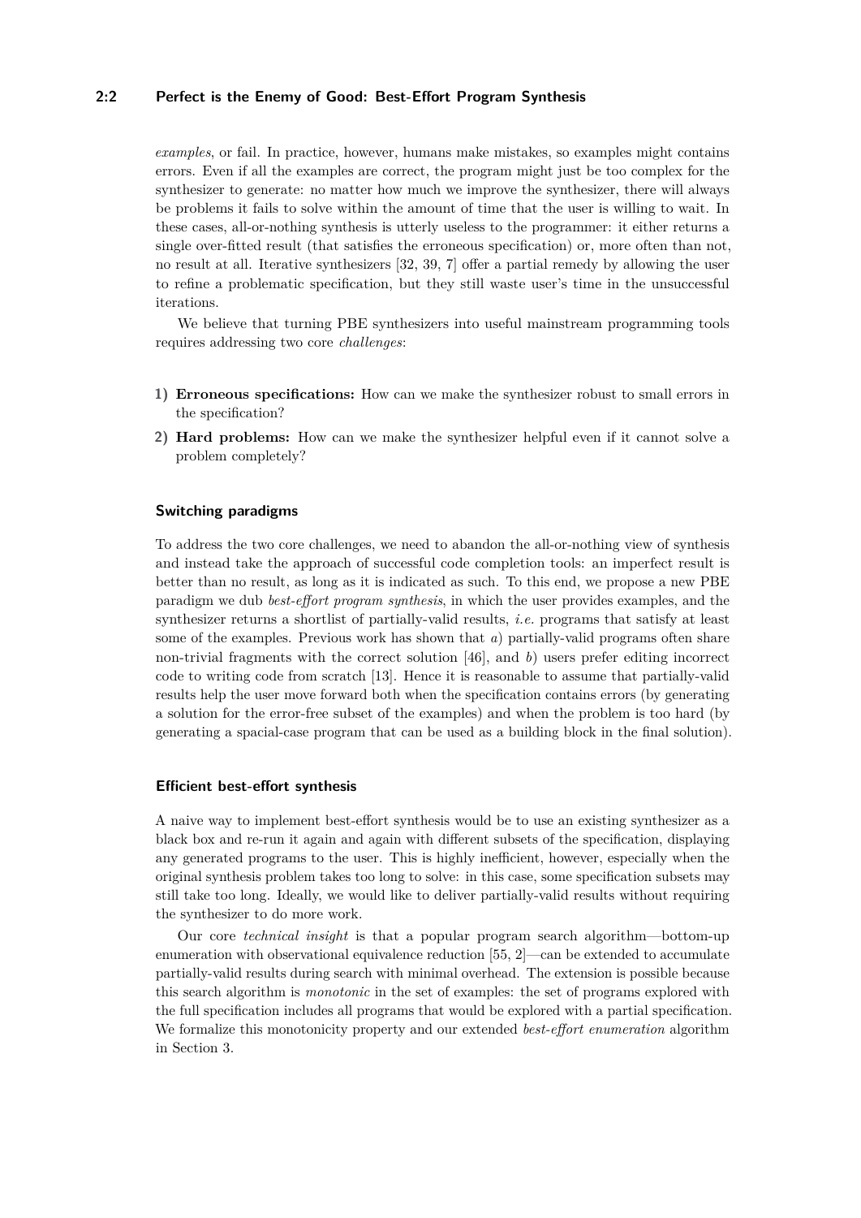*examples*, or fail. In practice, however, humans make mistakes, so examples might contains errors. Even if all the examples are correct, the program might just be too complex for the synthesizer to generate: no matter how much we improve the synthesizer, there will always be problems it fails to solve within the amount of time that the user is willing to wait. In these cases, all-or-nothing synthesis is utterly useless to the programmer: it either returns a single over-fitted result (that satisfies the erroneous specification) or, more often than not, no result at all. Iterative synthesizers [32, 39, 7] offer a partial remedy by allowing the user to refine a problematic specification, but they still waste user's time in the unsuccessful iterations.

We believe that turning PBE synthesizers into useful mainstream programming tools requires addressing two core *challenges*:

1) **Erroneous specifications:** How can we make the synthesizer robust to small errors in the specification?
2) **Hard problems:** How can we make the synthesizer helpful even if it cannot solve a problem completely?

### Switching paradigms

To address the two core challenges, we need to abandon the all-or-nothing view of synthesis and instead take the approach of successful code completion tools: an imperfect result is better than no result, as long as it is indicated as such. To this end, we propose a new PBE paradigm we dub *best-effort program synthesis*, in which the user provides examples, and the synthesizer returns a shortlist of partially-valid results, *i.e.* programs that satisfy at least some of the examples. Previous work has shown that *a*) partially-valid programs often share non-trivial fragments with the correct solution [46], and *b*) users prefer editing incorrect code to writing code from scratch [13]. Hence it is reasonable to assume that partially-valid results help the user move forward both when the specification contains errors (by generating a solution for the error-free subset of the examples) and when the problem is too hard (by generating a spacial-case program that can be used as a building block in the final solution).

### Efficient best-effort synthesis

A naive way to implement best-effort synthesis would be to use an existing synthesizer as a black box and re-run it again and again with different subsets of the specification, displaying any generated programs to the user. This is highly inefficient, however, especially when the original synthesis problem takes too long to solve: in this case, some specification subsets may still take too long. Ideally, we would like to deliver partially-valid results without requiring the synthesizer to do more work.

Our core *technical insight* is that a popular program search algorithm—bottom-up enumeration with observational equivalence reduction [55, 2]—can be extended to accumulate partially-valid results during search with minimal overhead. The extension is possible because this search algorithm is *monotonic* in the set of examples: the set of programs explored with the full specification includes all programs that would be explored with a partial specification. We formalize this monotonicity property and our extended *best-effort enumeration* algorithm in Section 3.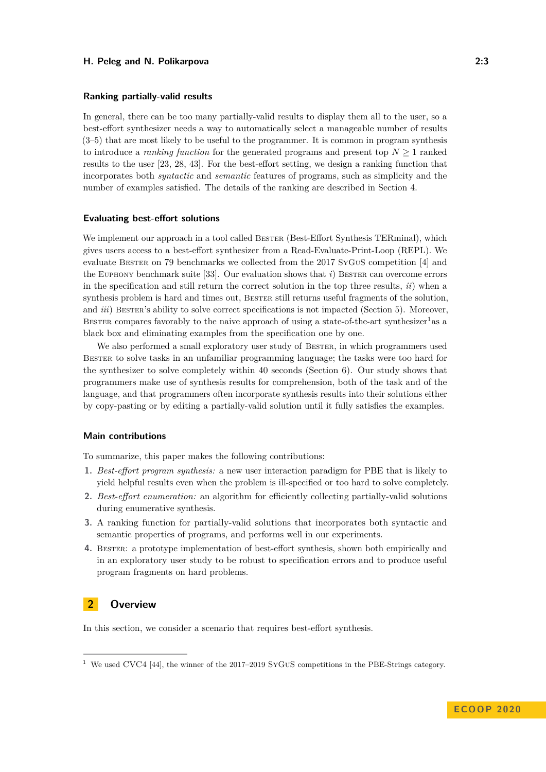### Ranking partially-valid results

In general, there can be too many partially-valid results to display them all to the user, so a best-effort synthesizer needs a way to automatically select a manageable number of results (3–5) that are most likely to be useful to the programmer. It is common in program synthesis to introduce a *ranking function* for the generated programs and present top $N \geq 1$ ranked results to the user [23, 28, 43]. For the best-effort setting, we design a ranking function that incorporates both *syntactic* and *semantic* features of programs, such as simplicity and the number of examples satisfied. The details of the ranking are described in Section 4.

### Evaluating best-effort solutions

We implement our approach in a tool called Bester (Best-Effort Synthesis TERminal), which gives users access to a best-effort synthesizer from a Read-Evaluate-Print-Loop (REPL). We evaluate Bester on 79 benchmarks we collected from the 2017 SyGuS competition [4] and the Euphony benchmark suite [33]. Our evaluation shows that *i*) Bester can overcome errors in the specification and still return the correct solution in the top three results, *ii*) when a synthesis problem is hard and times out, Bester still returns useful fragments of the solution, and *iii*) Bester's ability to solve correct specifications is not impacted (Section 5). Moreover, Bester compares favorably to the naive approach of using a state-of-the-art synthesizer[1] as a black box and eliminating examples from the specification one by one.

We also performed a small exploratory user study of Bester, in which programmers used Bester to solve tasks in an unfamiliar programming language; the tasks were too hard for the synthesizer to solve completely within 40 seconds (Section 6). Our study shows that programmers make use of synthesis results for comprehension, both of the task and of the language, and that programmers often incorporate synthesis results into their solutions either by copy-pasting or by editing a partially-valid solution until it fully satisfies the examples.

### Main contributions

To summarize, this paper makes the following contributions:

1. *Best-effort program synthesis:* a new user interaction paradigm for PBE that is likely to yield helpful results even when the problem is ill-specified or too hard to solve completely.
2. *Best-effort enumeration:* an algorithm for efficiently collecting partially-valid solutions during enumerative synthesis.
3. A ranking function for partially-valid solutions that incorporates both syntactic and semantic properties of programs, and performs well in our experiments.
4. Bester: a prototype implementation of best-effort synthesis, shown both empirically and in an exploratory user study to be robust to specification errors and to produce useful program fragments on hard problems.

## 2 Overview

In this section, we consider a scenario that requires best-effort synthesis.

[1] We used CVC4 [44], the winner of the 2017–2019 SyGuS competitions in the PBE-Strings category.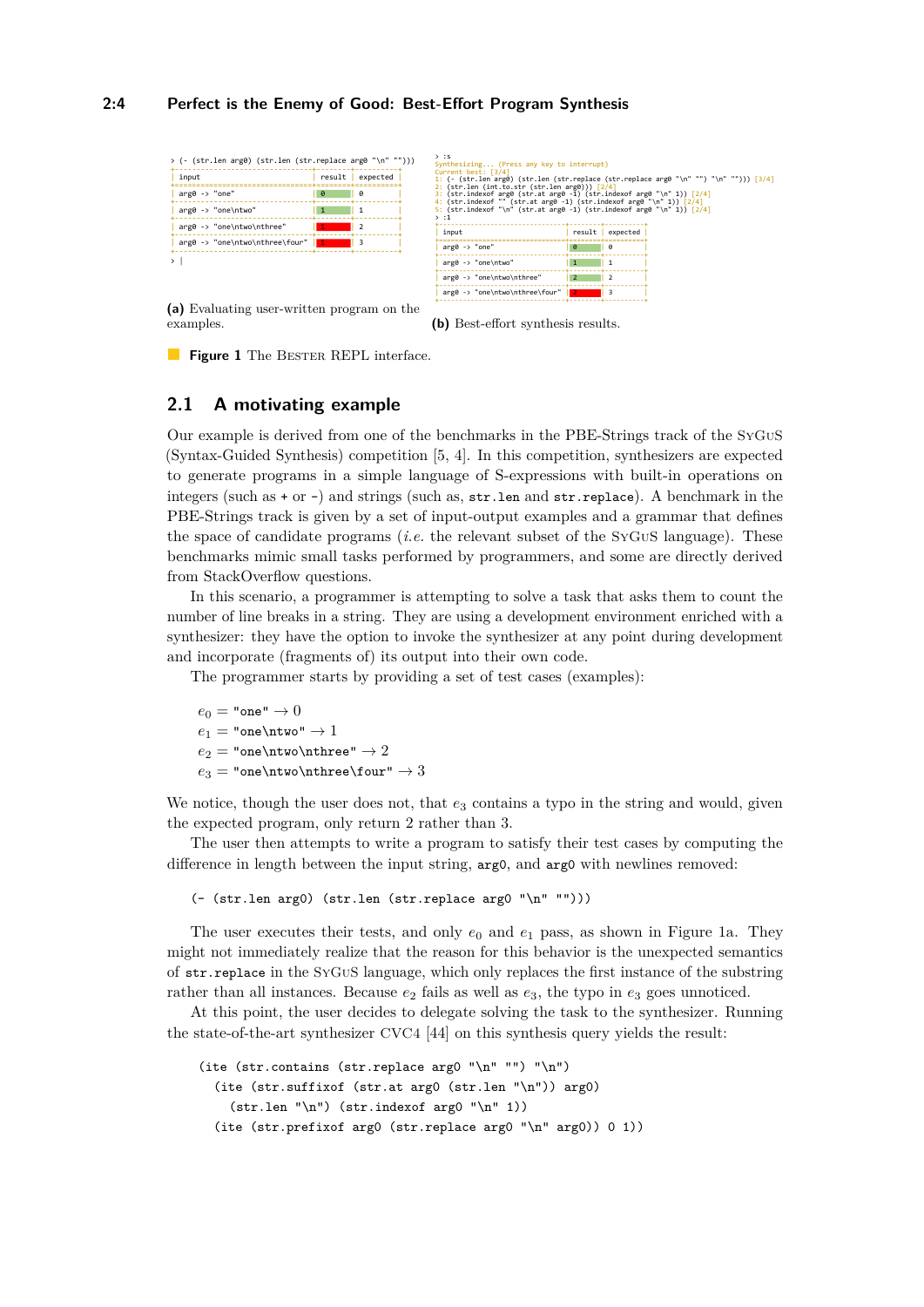```
> (- (str.len arg0) (str.len (str.replace arg0 "\n" "")))
```

| input | result | expected |
|---|---|---|
| arg0 -> "one" | 0 | 0 |
| arg0 -> "one\ntwo" | 1 | 1 |
| arg0 -> "one\ntwo\nthree" | 1 | 2 |
| arg0 -> "one\ntwo\nthree\four" | 1 | 3 |

```
> |
```

**(a)** Evaluating user-written program on the examples.

```
> :s
Synthesizing... (Press any key to interrupt)
Current best: [3/4]
1: (- (str.len arg0) (str.len (str.replace (str.replace arg0 "\n" "") "\n" ""))) [3/4]
2: (str.len (int.to.str (str.len arg0))) [2/4]
3: (str.indexof arg0 (str.at arg0 -1) (str.indexof arg0 "\n" 1)) [2/4]
4: (str.indexof "" (str.at arg0 -1) (str.indexof arg0 "\n" 1)) [2/4]
5: (str.indexof "\n" (str.at arg0 -1) (str.indexof arg0 "\n" 1)) [2/4]
> :1
```

| input | result | expected |
|---|---|---|
| arg0 -> "one" | 0 | 0 |
| arg0 -> "one\ntwo" | 1 | 1 |
| arg0 -> "one\ntwo\nthree" | 2 | 2 |
| arg0 -> "one\ntwo\nthree\four" | 2 | 3 |

**(b)** Best-effort synthesis results.

**Figure 1** The Bester REPL interface.

## 2.1 A motivating example

Our example is derived from one of the benchmarks in the PBE-Strings track of the SyGuS (Syntax-Guided Synthesis) competition [5, 4]. In this competition, synthesizers are expected to generate programs in a simple language of S-expressions with built-in operations on integers (such as `+` or `-`) and strings (such as, `str.len` and `str.replace`). A benchmark in the PBE-Strings track is given by a set of input-output examples and a grammar that defines the space of candidate programs (*i.e.* the relevant subset of the SyGuS language). These benchmarks mimic small tasks performed by programmers, and some are directly derived from StackOverflow questions.

In this scenario, a programmer is attempting to solve a task that asks them to count the number of line breaks in a string. They are using a development environment enriched with a synthesizer: they have the option to invoke the synthesizer at any point during development and incorporate (fragments of) its output into their own code.

The programmer starts by providing a set of test cases (examples):

$e_0 =$ `"one"` $\to 0$
$e_1 =$ `"one\ntwo"` $\to 1$
$e_2 =$ `"one\ntwo\nthree"` $\to 2$
$e_3 =$ `"one\ntwo\nthree\four"` $\to 3$

We notice, though the user does not, that $e_3$ contains a typo in the string and would, given the expected program, only return 2 rather than 3.

The user then attempts to write a program to satisfy their test cases by computing the difference in length between the input string, `arg0`, and `arg0` with newlines removed:

```
(- (str.len arg0) (str.len (str.replace arg0 "\n" "")))
```

The user executes their tests, and only $e_0$ and $e_1$ pass, as shown in Figure 1a. They might not immediately realize that the reason for this behavior is the unexpected semantics of `str.replace` in the SyGuS language, which only replaces the first instance of the substring rather than all instances. Because $e_2$ fails as well as $e_3$, the typo in $e_3$ goes unnoticed.

At this point, the user decides to delegate solving the task to the synthesizer. Running the state-of-the-art synthesizer CVC4 [44] on this synthesis query yields the result:

```
(ite (str.contains (str.replace arg0 "\n" "") "\n")
  (ite (str.suffixof (str.at arg0 (str.len "\n")) arg0)
    (str.len "\n") (str.indexof arg0 "\n" 1))
  (ite (str.prefixof arg0 (str.replace arg0 "\n" arg0)) 0 1))
```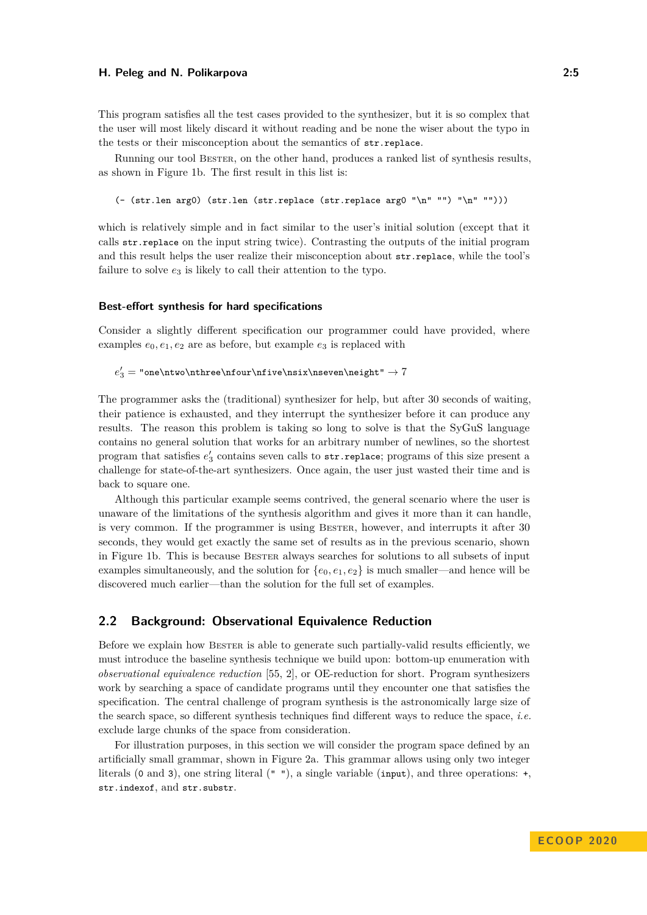This program satisfies all the test cases provided to the synthesizer, but it is so complex that the user will most likely discard it without reading and be none the wiser about the typo in the tests or their misconception about the semantics of `str.replace`.

Running our tool Bester, on the other hand, produces a ranked list of synthesis results, as shown in Figure 1b. The first result in this list is:

```
(- (str.len arg0) (str.len (str.replace (str.replace arg0 "\n" "") "\n" "")))
```

which is relatively simple and in fact similar to the user's initial solution (except that it calls `str.replace` on the input string twice). Contrasting the outputs of the initial program and this result helps the user realize their misconception about `str.replace`, while the tool's failure to solve $e_3$ is likely to call their attention to the typo.

#### Best-effort synthesis for hard specifications

Consider a slightly different specification our programmer could have provided, where examples $e_0, e_1, e_2$ are as before, but example $e_3$ is replaced with

$e_3' =$ `"one\ntwo\nthree\nfour\nfive\nsix\nseven\neight"` $\to 7$

The programmer asks the (traditional) synthesizer for help, but after 30 seconds of waiting, their patience is exhausted, and they interrupt the synthesizer before it can produce any results. The reason this problem is taking so long to solve is that the SyGuS language contains no general solution that works for an arbitrary number of newlines, so the shortest program that satisfies $e_3'$ contains seven calls to `str.replace`; programs of this size present a challenge for state-of-the-art synthesizers. Once again, the user just wasted their time and is back to square one.

Although this particular example seems contrived, the general scenario where the user is unaware of the limitations of the synthesis algorithm and gives it more than it can handle, is very common. If the programmer is using Bester, however, and interrupts it after 30 seconds, they would get exactly the same set of results as in the previous scenario, shown in Figure 1b. This is because Bester always searches for solutions to all subsets of input examples simultaneously, and the solution for $\{e_0, e_1, e_2\}$ is much smaller—and hence will be discovered much earlier—than the solution for the full set of examples.

## 2.2 Background: Observational Equivalence Reduction

Before we explain how Bester is able to generate such partially-valid results efficiently, we must introduce the baseline synthesis technique we build upon: bottom-up enumeration with *observational equivalence reduction* [55, 2], or OE-reduction for short. Program synthesizers work by searching a space of candidate programs until they encounter one that satisfies the specification. The central challenge of program synthesis is the astronomically large size of the search space, so different synthesis techniques find different ways to reduce the space, *i.e.* exclude large chunks of the space from consideration.

For illustration purposes, in this section we will consider the program space defined by an artificially small grammar, shown in Figure 2a. This grammar allows using only two integer literals (`0` and `3`), one string literal (`" "`), a single variable (`input`), and three operations: `+`, `str.indexof`, and `str.substr`.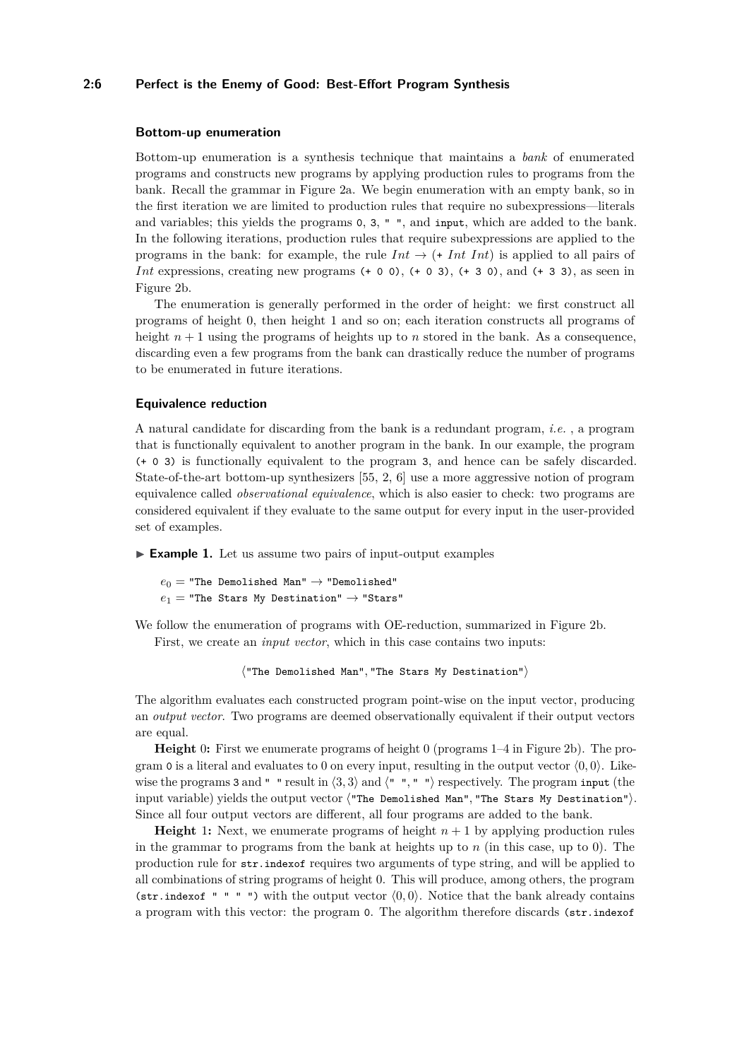### Bottom-up enumeration

Bottom-up enumeration is a synthesis technique that maintains a *bank* of enumerated programs and constructs new programs by applying production rules to programs from the bank. Recall the grammar in Figure 2a. We begin enumeration with an empty bank, so in the first iteration we are limited to production rules that require no subexpressions—literals and variables; this yields the programs `0`, `3`, `" "`, and `input`, which are added to the bank. In the following iterations, production rules that require subexpressions are applied to the programs in the bank: for example, the rule $Int \rightarrow$ (`+` $Int$ $Int$) is applied to all pairs of $Int$ expressions, creating new programs `(+ 0 0)`, `(+ 0 3)`, `(+ 3 0)`, and `(+ 3 3)`, as seen in Figure 2b.

The enumeration is generally performed in the order of height: we first construct all programs of height 0, then height 1 and so on; each iteration constructs all programs of height $n+1$ using the programs of heights up to $n$ stored in the bank. As a consequence, discarding even a few programs from the bank can drastically reduce the number of programs to be enumerated in future iterations.

### Equivalence reduction

A natural candidate for discarding from the bank is a redundant program, *i.e.* , a program that is functionally equivalent to another program in the bank. In our example, the program `(+ 0 3)` is functionally equivalent to the program `3`, and hence can be safely discarded. State-of-the-art bottom-up synthesizers [55, 2, 6] use a more aggressive notion of program equivalence called *observational equivalence*, which is also easier to check: two programs are considered equivalent if they evaluate to the same output for every input in the user-provided set of examples.

▶ **Example 1.** Let us assume two pairs of input-output examples

$e_0 =$ `"The Demolished Man"` $\rightarrow$ `"Demolished"`
$e_1 =$ `"The Stars My Destination"` $\rightarrow$ `"Stars"`

We follow the enumeration of programs with OE-reduction, summarized in Figure 2b.

First, we create an *input vector*, which in this case contains two inputs:

$$\langle \texttt{"The Demolished Man"}, \texttt{"The Stars My Destination"} \rangle$$

The algorithm evaluates each constructed program point-wise on the input vector, producing an *output vector*. Two programs are deemed observationally equivalent if their output vectors are equal.

**Height** 0**:** First we enumerate programs of height 0 (programs 1–4 in Figure 2b). The program `0` is a literal and evaluates to 0 on every input, resulting in the output vector $\langle 0, 0 \rangle$. Likewise the programs `3` and `" "` result in $\langle 3, 3 \rangle$ and $\langle$`" "`, `" "`$\rangle$ respectively. The program `input` (the input variable) yields the output vector $\langle$`"The Demolished Man"`, `"The Stars My Destination"`$\rangle$. Since all four output vectors are different, all four programs are added to the bank.

**Height** 1**:** Next, we enumerate programs of height $n+1$ by applying production rules in the grammar to programs from the bank at heights up to $n$ (in this case, up to 0). The production rule for `str.indexof` requires two arguments of type string, and will be applied to all combinations of string programs of height 0. This will produce, among others, the program `(str.indexof " " " ")` with the output vector $\langle 0, 0 \rangle$. Notice that the bank already contains a program with this vector: the program `0`. The algorithm therefore discards `(str.indexof`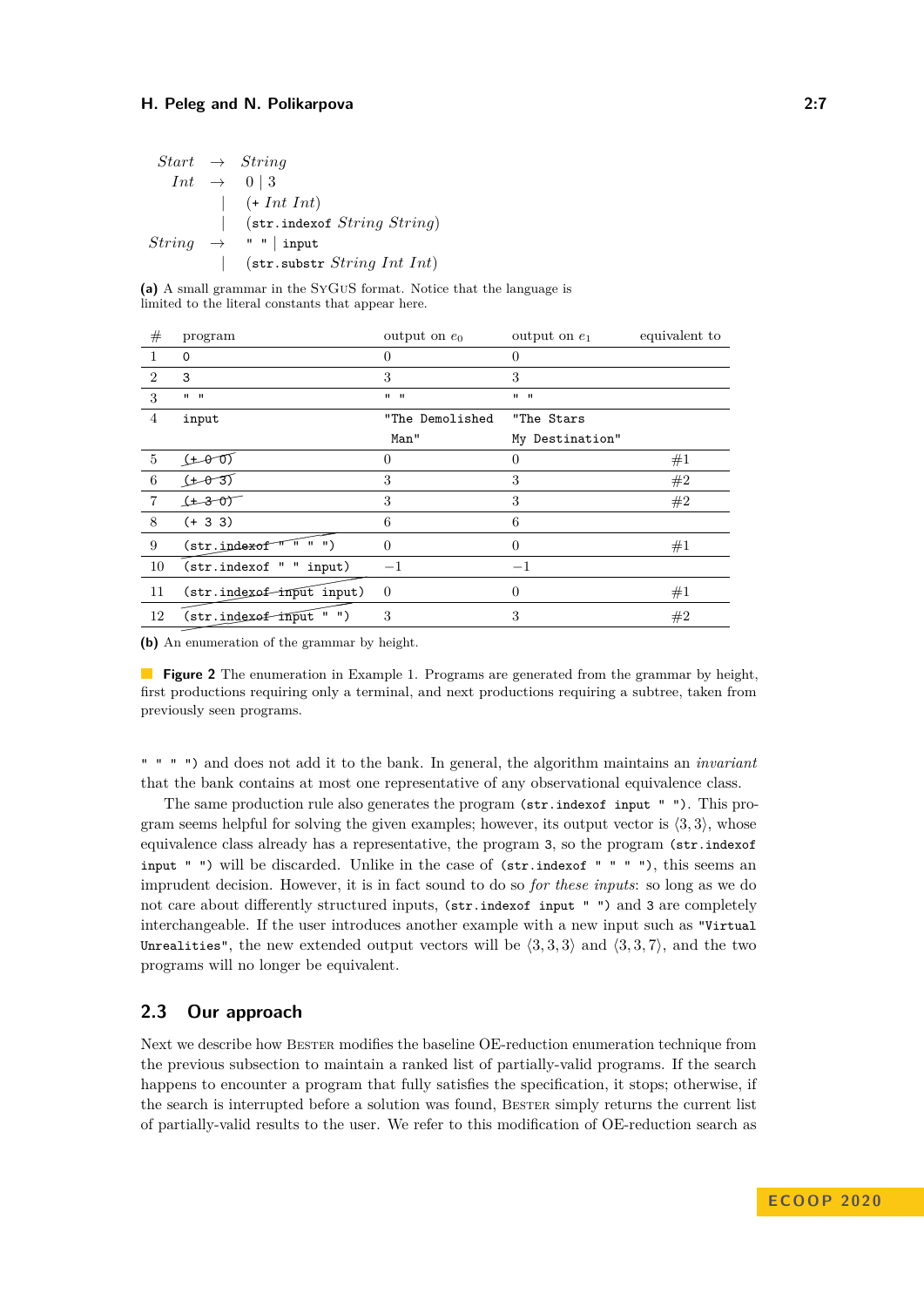```
Start  →  String
Int    →  0 | 3
       |  (+ Int Int)
       |  (str.indexof String String)
String →  " " | input
       |  (str.substr String Int Int)
```

**(a)** A small grammar in the SyGuS format. Notice that the language is limited to the literal constants that appear here.

| # | program | output on $e_0$ | output on $e_1$ | equivalent to |
|---|---|---|---|---|
| 1 | `0` | 0 | 0 | |
| 2 | `3` | 3 | 3 | |
| 3 | `" "` | `" "` | `" "` | |
| 4 | `input` | `"The Demolished Man"` | `"The Stars My Destination"` | |
| 5 | ~~`(+ 0 0)`~~ | 0 | 0 | #1 |
| 6 | ~~`(+ 0 3)`~~ | 3 | 3 | #2 |
| 7 | ~~`(+ 3 0)`~~ | 3 | 3 | #2 |
| 8 | `(+ 3 3)` | 6 | 6 | |
| 9 | ~~`(str.indexof " " " ")`~~ | 0 | 0 | #1 |
| 10 | `(str.indexof " " input)` | $-1$ | $-1$ | |
| 11 | ~~`(str.indexof input input)`~~ | 0 | 0 | #1 |
| 12 | ~~`(str.indexof input " ")`~~ | 3 | 3 | #2 |

**(b)** An enumeration of the grammar by height.

**Figure 2** The enumeration in Example 1. Programs are generated from the grammar by height, first productions requiring only a terminal, and next productions requiring a subtree, taken from previously seen programs.

`" " " ")` and does not add it to the bank. In general, the algorithm maintains an *invariant* that the bank contains at most one representative of any observational equivalence class.

The same production rule also generates the program `(str.indexof input " ")`. This program seems helpful for solving the given examples; however, its output vector is $\langle 3, 3\rangle$, whose equivalence class already has a representative, the program `3`, so the program `(str.indexof input " ")` will be discarded. Unlike in the case of `(str.indexof " " " ")`, this seems an imprudent decision. However, it is in fact sound to do so *for these inputs*: so long as we do not care about differently structured inputs, `(str.indexof input " ")` and `3` are completely interchangeable. If the user introduces another example with a new input such as `"Virtual Unrealities"`, the new extended output vectors will be $\langle 3, 3, 3\rangle$ and $\langle 3, 3, 7\rangle$, and the two programs will no longer be equivalent.

## 2.3 Our approach

Next we describe how Bester modifies the baseline OE-reduction enumeration technique from the previous subsection to maintain a ranked list of partially-valid programs. If the search happens to encounter a program that fully satisfies the specification, it stops; otherwise, if the search is interrupted before a solution was found, Bester simply returns the current list of partially-valid results to the user. We refer to this modification of OE-reduction search as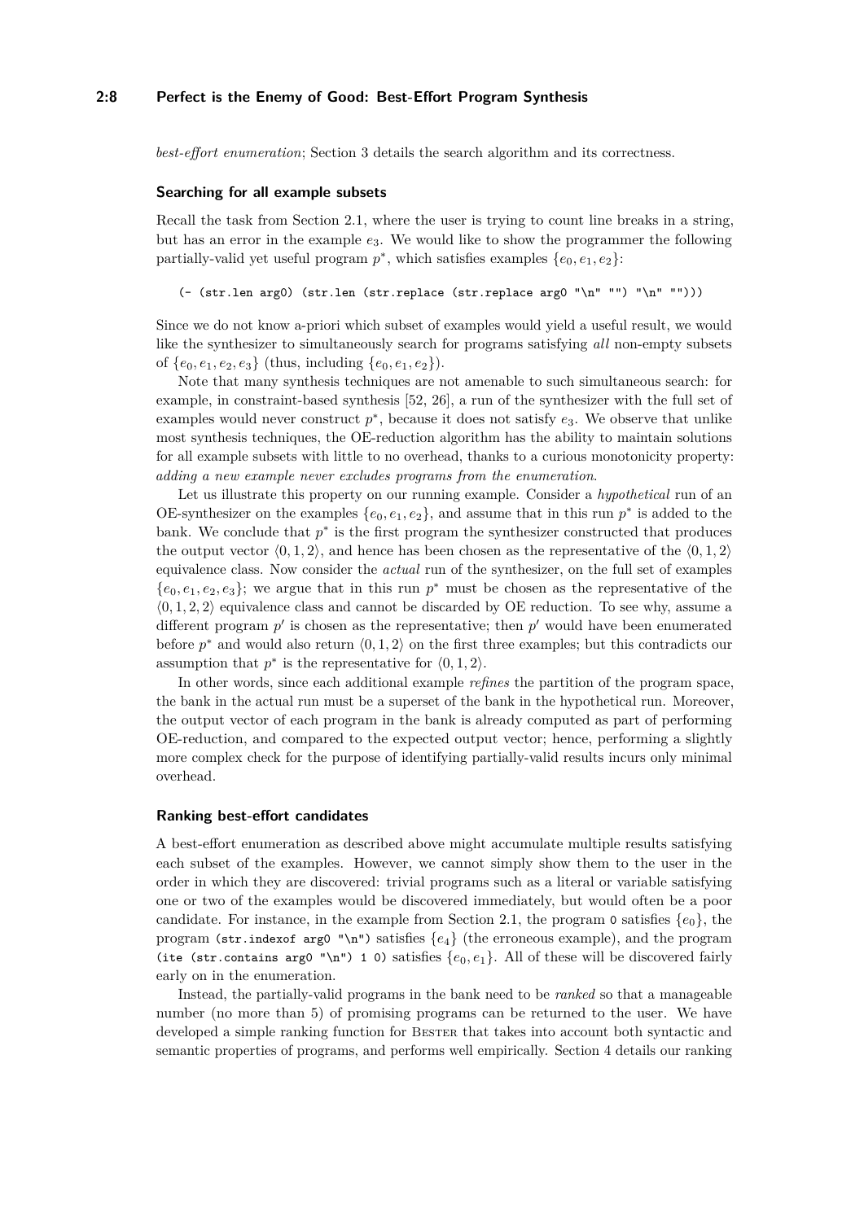*best-effort enumeration*; Section 3 details the search algorithm and its correctness.

### Searching for all example subsets

Recall the task from Section 2.1, where the user is trying to count line breaks in a string, but has an error in the example $e_3$. We would like to show the programmer the following partially-valid yet useful program $p^*$, which satisfies examples $\{e_0, e_1, e_2\}$:

```
(- (str.len arg0) (str.len (str.replace (str.replace arg0 "\n" "") "\n" "")))
```

Since we do not know a-priori which subset of examples would yield a useful result, we would like the synthesizer to simultaneously search for programs satisfying *all* non-empty subsets of $\{e_0, e_1, e_2, e_3\}$ (thus, including $\{e_0, e_1, e_2\}$).

Note that many synthesis techniques are not amenable to such simultaneous search: for example, in constraint-based synthesis [52, 26], a run of the synthesizer with the full set of examples would never construct $p^*$, because it does not satisfy $e_3$. We observe that unlike most synthesis techniques, the OE-reduction algorithm has the ability to maintain solutions for all example subsets with little to no overhead, thanks to a curious monotonicity property: *adding a new example never excludes programs from the enumeration.*

Let us illustrate this property on our running example. Consider a *hypothetical* run of an OE-synthesizer on the examples $\{e_0, e_1, e_2\}$, and assume that in this run $p^*$ is added to the bank. We conclude that $p^*$ is the first program the synthesizer constructed that produces the output vector $\langle 0, 1, 2\rangle$, and hence has been chosen as the representative of the $\langle 0, 1, 2\rangle$ equivalence class. Now consider the *actual* run of the synthesizer, on the full set of examples $\{e_0, e_1, e_2, e_3\}$; we argue that in this run $p^*$ must be chosen as the representative of the $\langle 0, 1, 2, 2\rangle$ equivalence class and cannot be discarded by OE reduction. To see why, assume a different program $p'$ is chosen as the representative; then $p'$ would have been enumerated before $p^*$ and would also return $\langle 0, 1, 2\rangle$ on the first three examples; but this contradicts our assumption that $p^*$ is the representative for $\langle 0, 1, 2\rangle$.

In other words, since each additional example *refines* the partition of the program space, the bank in the actual run must be a superset of the bank in the hypothetical run. Moreover, the output vector of each program in the bank is already computed as part of performing OE-reduction, and compared to the expected output vector; hence, performing a slightly more complex check for the purpose of identifying partially-valid results incurs only minimal overhead.

### Ranking best-effort candidates

A best-effort enumeration as described above might accumulate multiple results satisfying each subset of the examples. However, we cannot simply show them to the user in the order in which they are discovered: trivial programs such as a literal or variable satisfying one or two of the examples would be discovered immediately, but would often be a poor candidate. For instance, in the example from Section 2.1, the program `0` satisfies $\{e_0\}$, the program `(str.indexof arg0 "\n")` satisfies $\{e_4\}$ (the erroneous example), and the program `(ite (str.contains arg0 "\n") 1 0)` satisfies $\{e_0, e_1\}$. All of these will be discovered fairly early on in the enumeration.

Instead, the partially-valid programs in the bank need to be *ranked* so that a manageable number (no more than 5) of promising programs can be returned to the user. We have developed a simple ranking function for Bester that takes into account both syntactic and semantic properties of programs, and performs well empirically. Section 4 details our ranking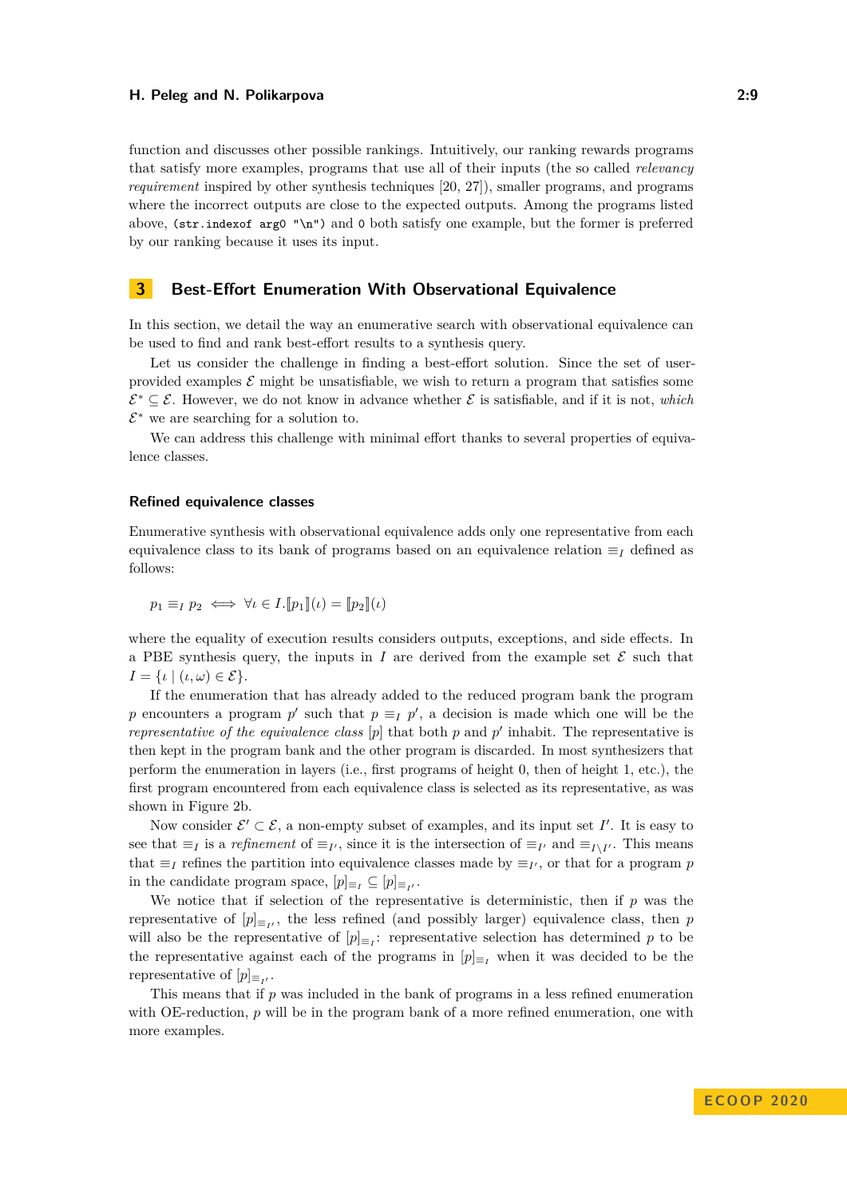function and discusses other possible rankings. Intuitively, our ranking rewards programs that satisfy more examples, programs that use all of their inputs (the so called *relevancy requirement* inspired by other synthesis techniques [20, 27]), smaller programs, and programs where the incorrect outputs are close to the expected outputs. Among the programs listed above, `(str.indexof arg0 "\n")` and `0` both satisfy one example, but the former is preferred by our ranking because it uses its input.

## 3 Best-Effort Enumeration With Observational Equivalence

In this section, we detail the way an enumerative search with observational equivalence can be used to find and rank best-effort results to a synthesis query.

Let us consider the challenge in finding a best-effort solution. Since the set of user-provided examples $\mathcal{E}$ might be unsatisfiable, we wish to return a program that satisfies some $\mathcal{E}^* \subseteq \mathcal{E}$. However, we do not know in advance whether $\mathcal{E}$ is satisfiable, and if it is not, *which* $\mathcal{E}^*$ we are searching for a solution to.

We can address this challenge with minimal effort thanks to several properties of equivalence classes.

### Refined equivalence classes

Enumerative synthesis with observational equivalence adds only one representative from each equivalence class to its bank of programs based on an equivalence relation $\equiv_I$ defined as follows:

$$p_1 \equiv_I p_2 \iff \forall \iota \in I. [\![p_1]\!](\iota) = [\![p_2]\!](\iota)$$

where the equality of execution results considers outputs, exceptions, and side effects. In a PBE synthesis query, the inputs in $I$ are derived from the example set $\mathcal{E}$ such that $I = \{\iota \mid (\iota, \omega) \in \mathcal{E}\}$.

If the enumeration that has already added to the reduced program bank the program $p$ encounters a program $p'$ such that $p \equiv_I p'$, a decision is made which one will be the *representative of the equivalence class* $[p]$ that both $p$ and $p'$ inhabit. The representative is then kept in the program bank and the other program is discarded. In most synthesizers that perform the enumeration in layers (i.e., first programs of height 0, then of height 1, etc.), the first program encountered from each equivalence class is selected as its representative, as was shown in Figure 2b.

Now consider $\mathcal{E}' \subset \mathcal{E}$, a non-empty subset of examples, and its input set $I'$. It is easy to see that $\equiv_I$ is a *refinement* of $\equiv_{I'}$, since it is the intersection of $\equiv_{I'}$ and $\equiv_{I \setminus I'}$. This means that $\equiv_I$ refines the partition into equivalence classes made by $\equiv_{I'}$, or that for a program $p$ in the candidate program space, $[p]_{\equiv_I} \subseteq [p]_{\equiv_{I'}}$.

We notice that if selection of the representative is deterministic, then if $p$ was the representative of $[p]_{\equiv_{I'}}$, the less refined (and possibly larger) equivalence class, then $p$ will also be the representative of $[p]_{\equiv_I}$: representative selection has determined $p$ to be the representative against each of the programs in $[p]_{\equiv_I}$ when it was decided to be the representative of $[p]_{\equiv_{I'}}$.

This means that if $p$ was included in the bank of programs in a less refined enumeration with OE-reduction, $p$ will be in the program bank of a more refined enumeration, one with more examples.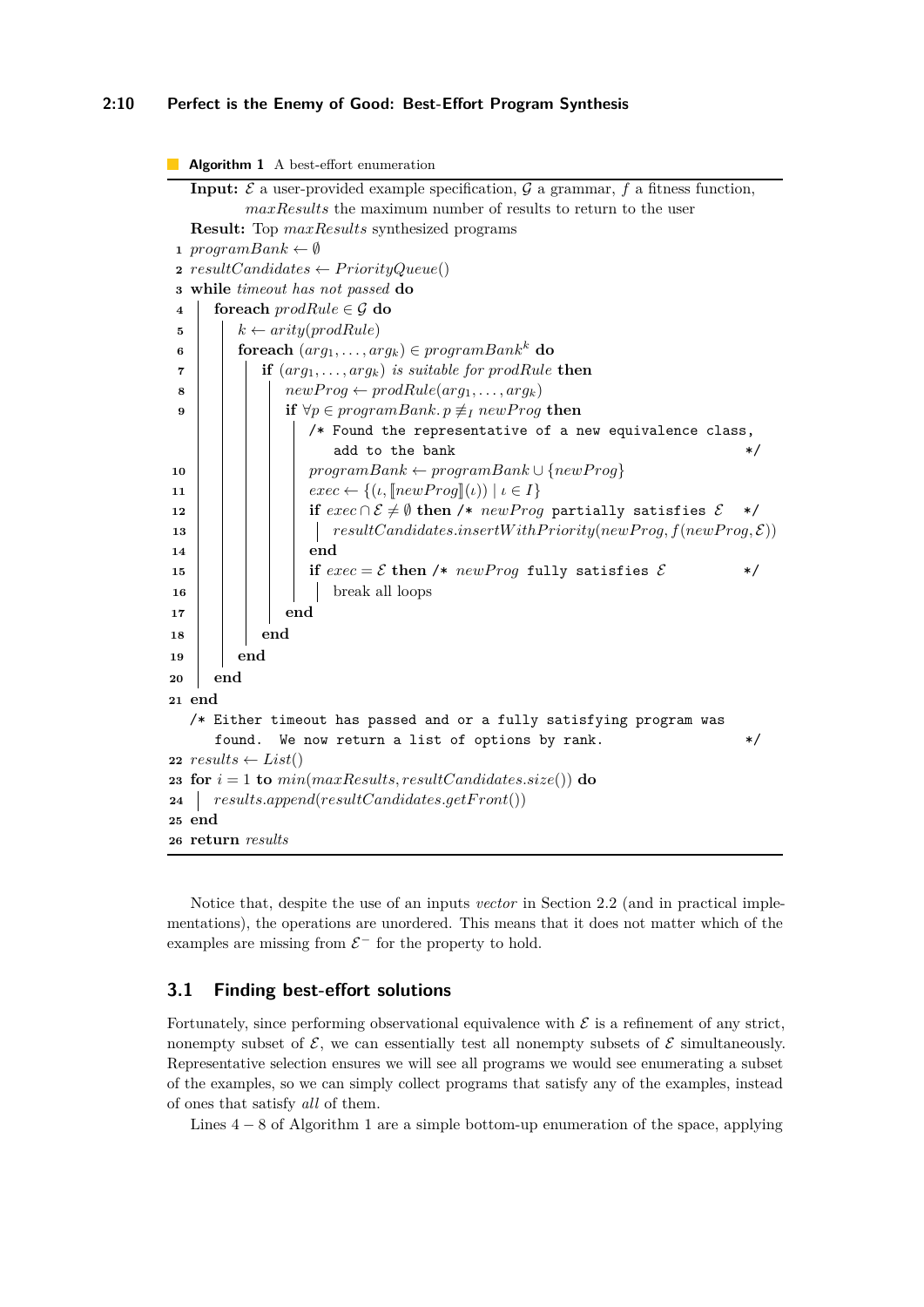**Algorithm 1** A best-effort enumeration

```
Input: 𝓔 a user-provided example specification, 𝒢 a grammar, f a fitness function,
       maxResults the maximum number of results to return to the user
Result: Top maxResults synthesized programs
1  programBank ← ∅
2  resultCandidates ← PriorityQueue()
3  while timeout has not passed do
4      foreach prodRule ∈ 𝒢 do
5          k ← arity(prodRule)
6          foreach (arg_1, ..., arg_k) ∈ programBank^k do
7              if (arg_1, ..., arg_k) is suitable for prodRule then
8                  newProg ← prodRule(arg_1, ..., arg_k)
9                  if ∀p ∈ programBank. p ≢_I newProg then
                       /* Found the representative of a new equivalence class,
                          add to the bank */
10                     programBank ← programBank ∪ {newProg}
11                     exec ← {(ι, ⟦newProg⟧(ι)) | ι ∈ I}
12                     if exec ∩ 𝓔 ≠ ∅ then /* newProg partially satisfies 𝓔 */
13                         resultCandidates.insertWithPriority(newProg, f(newProg, 𝓔))
14                     end
15                     if exec = 𝓔 then /* newProg fully satisfies 𝓔 */
16                         break all loops
17                 end
18             end
19         end
20     end
21 end
   /* Either timeout has passed and or a fully satisfying program was
      found. We now return a list of options by rank. */
22 results ← List()
23 for i = 1 to min(maxResults, resultCandidates.size()) do
24     results.append(resultCandidates.getFront())
25 end
26 return results
```

Notice that, despite the use of an inputs *vector* in Section 2.2 (and in practical implementations), the operations are unordered. This means that it does not matter which of the examples are missing from $\mathcal{E}^-$ for the property to hold.

## 3.1 Finding best-effort solutions

Fortunately, since performing observational equivalence with $\mathcal{E}$ is a refinement of any strict, nonempty subset of $\mathcal{E}$, we can essentially test all nonempty subsets of $\mathcal{E}$ simultaneously. Representative selection ensures we will see all programs we would see enumerating a subset of the examples, so we can simply collect programs that satisfy any of the examples, instead of ones that satisfy *all* of them.

Lines 4 – 8 of Algorithm 1 are a simple bottom-up enumeration of the space, applying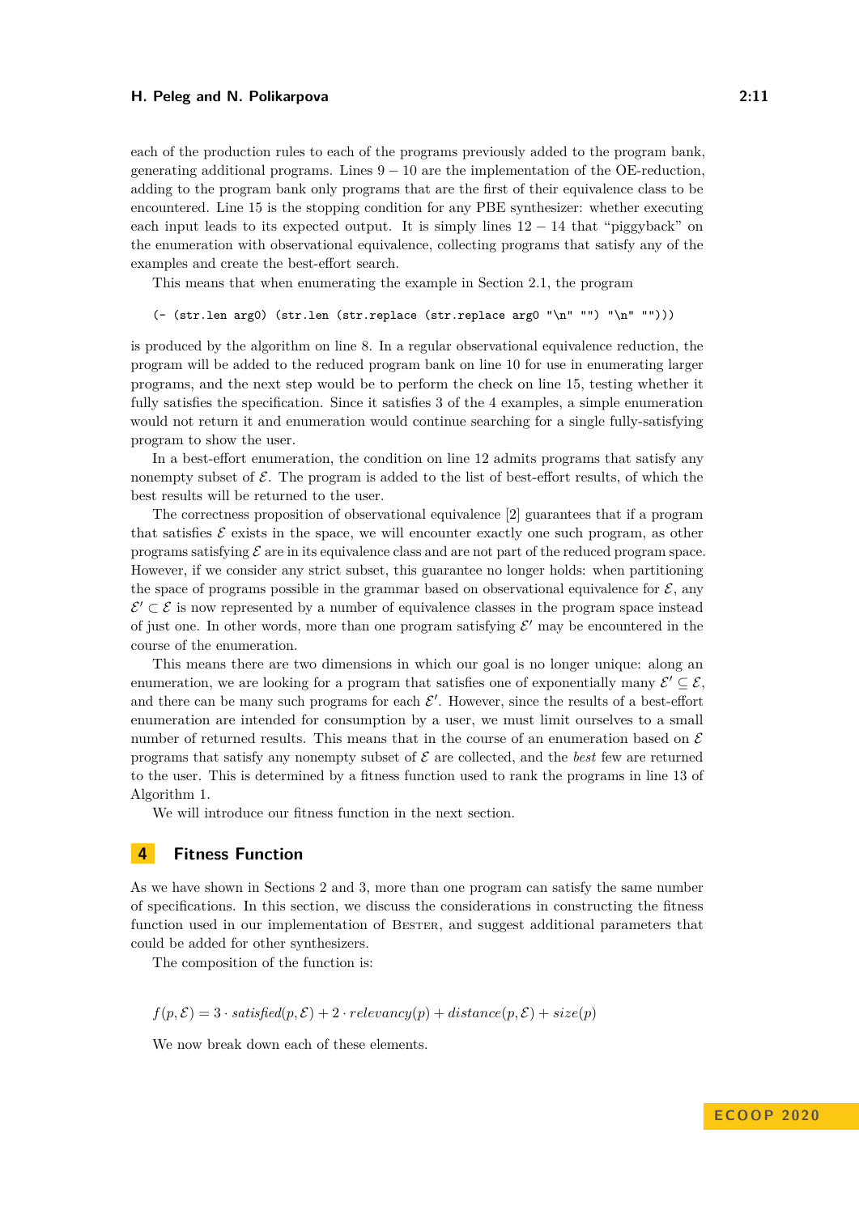each of the production rules to each of the programs previously added to the program bank, generating additional programs. Lines $9-10$ are the implementation of the OE-reduction, adding to the program bank only programs that are the first of their equivalence class to be encountered. Line 15 is the stopping condition for any PBE synthesizer: whether executing each input leads to its expected output. It is simply lines $12-14$ that "piggyback" on the enumeration with observational equivalence, collecting programs that satisfy any of the examples and create the best-effort search.

This means that when enumerating the example in Section 2.1, the program

```
(- (str.len arg0) (str.len (str.replace (str.replace arg0 "\n" "") "\n" "")))
```

is produced by the algorithm on line 8. In a regular observational equivalence reduction, the program will be added to the reduced program bank on line 10 for use in enumerating larger programs, and the next step would be to perform the check on line 15, testing whether it fully satisfies the specification. Since it satisfies 3 of the 4 examples, a simple enumeration would not return it and enumeration would continue searching for a single fully-satisfying program to show the user.

In a best-effort enumeration, the condition on line 12 admits programs that satisfy any nonempty subset of $\mathcal{E}$. The program is added to the list of best-effort results, of which the best results will be returned to the user.

The correctness proposition of observational equivalence [2] guarantees that if a program that satisfies $\mathcal{E}$ exists in the space, we will encounter exactly one such program, as other programs satisfying $\mathcal{E}$ are in its equivalence class and are not part of the reduced program space. However, if we consider any strict subset, this guarantee no longer holds: when partitioning the space of programs possible in the grammar based on observational equivalence for $\mathcal{E}$, any $\mathcal{E}' \subset \mathcal{E}$ is now represented by a number of equivalence classes in the program space instead of just one. In other words, more than one program satisfying $\mathcal{E}'$ may be encountered in the course of the enumeration.

This means there are two dimensions in which our goal is no longer unique: along an enumeration, we are looking for a program that satisfies one of exponentially many $\mathcal{E}' \subseteq \mathcal{E}$, and there can be many such programs for each $\mathcal{E}'$. However, since the results of a best-effort enumeration are intended for consumption by a user, we must limit ourselves to a small number of returned results. This means that in the course of an enumeration based on $\mathcal{E}$ programs that satisfy any nonempty subset of $\mathcal{E}$ are collected, and the *best* few are returned to the user. This is determined by a fitness function used to rank the programs in line 13 of Algorithm 1.

We will introduce our fitness function in the next section.

## 4 Fitness Function

As we have shown in Sections 2 and 3, more than one program can satisfy the same number of specifications. In this section, we discuss the considerations in constructing the fitness function used in our implementation of Bester, and suggest additional parameters that could be added for other synthesizers.

The composition of the function is:

$$f(p, \mathcal{E}) = 3 \cdot \mathit{satisfied}(p, \mathcal{E}) + 2 \cdot \mathit{relevancy}(p) + \mathit{distance}(p, \mathcal{E}) + \mathit{size}(p)$$

We now break down each of these elements.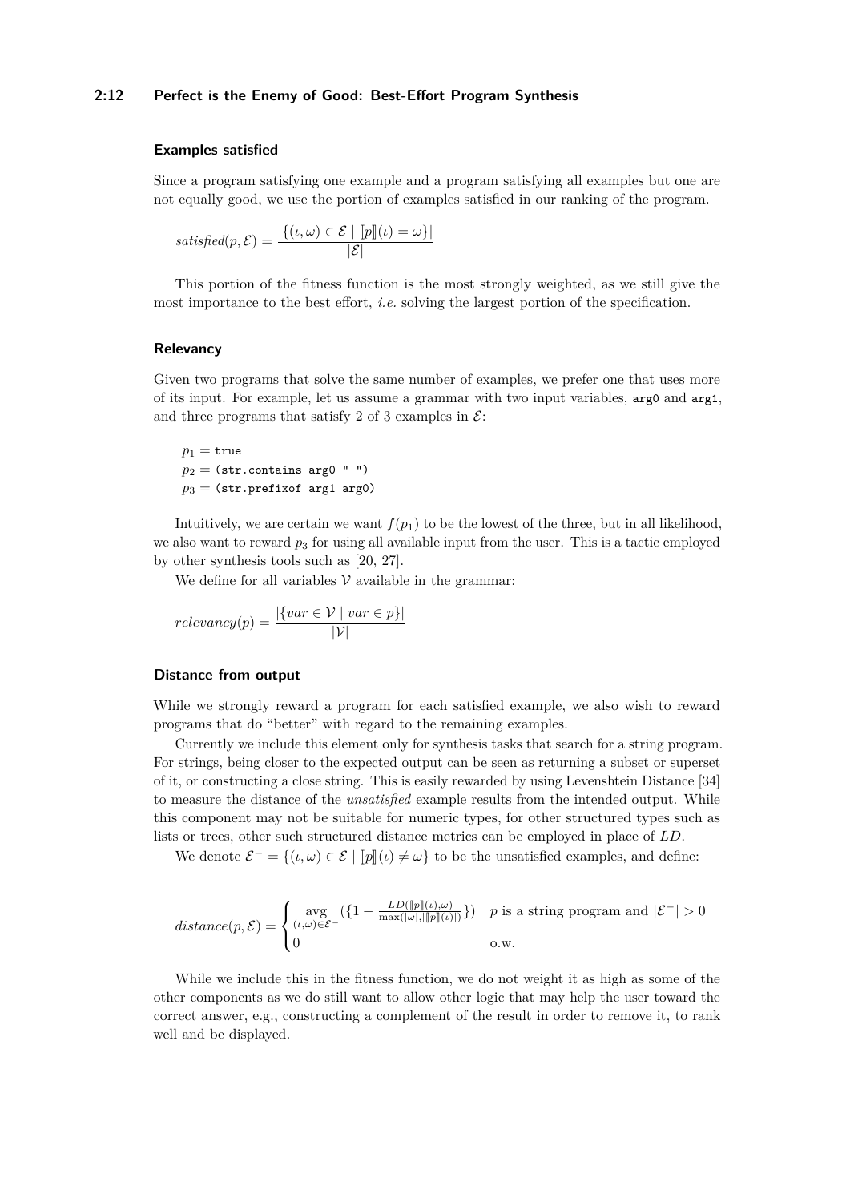### Examples satisfied

Since a program satisfying one example and a program satisfying all examples but one are not equally good, we use the portion of examples satisfied in our ranking of the program.

$$satisfied(p, \mathcal{E}) = \frac{|\{(\iota, \omega) \in \mathcal{E} \mid [\![p]\!](\iota) = \omega\}|}{|\mathcal{E}|}$$

This portion of the fitness function is the most strongly weighted, as we still give the most importance to the best effort, *i.e.* solving the largest portion of the specification.

### Relevancy

Given two programs that solve the same number of examples, we prefer one that uses more of its input. For example, let us assume a grammar with two input variables, `arg0` and `arg1`, and three programs that satisfy 2 of 3 examples in $\mathcal{E}$:

$p_1 =$ `true`
$p_2 =$ `(str.contains arg0 " ")`
$p_3 =$ `(str.prefixof arg1 arg0)`

Intuitively, we are certain we want $f(p_1)$ to be the lowest of the three, but in all likelihood, we also want to reward $p_3$ for using all available input from the user. This is a tactic employed by other synthesis tools such as [20, 27].

We define for all variables $\mathcal{V}$ available in the grammar:

$$relevancy(p) = \frac{|\{var \in \mathcal{V} \mid var \in p\}|}{|\mathcal{V}|}$$

### Distance from output

While we strongly reward a program for each satisfied example, we also wish to reward programs that do "better" with regard to the remaining examples.

Currently we include this element only for synthesis tasks that search for a string program. For strings, being closer to the expected output can be seen as returning a subset or superset of it, or constructing a close string. This is easily rewarded by using Levenshtein Distance [34] to measure the distance of the *unsatisfied* example results from the intended output. While this component may not be suitable for numeric types, for other structured types such as lists or trees, other such structured distance metrics can be employed in place of $LD$.

We denote $\mathcal{E}^- = \{(\iota, \omega) \in \mathcal{E} \mid [\![p]\!](\iota) \neq \omega\}$ to be the unsatisfied examples, and define:

$$distance(p, \mathcal{E}) = \begin{cases} \underset{(\iota,\omega)\in\mathcal{E}^-}{\text{avg}} (\{1 - \frac{LD([\![p]\!](\iota), \omega)}{\max(|\omega|, |[\![p]\!](\iota)|)}\}) & p \text{ is a string program and } |\mathcal{E}^-| > 0 \\ 0 & \text{o.w.} \end{cases}$$

While we include this in the fitness function, we do not weight it as high as some of the other components as we do still want to allow other logic that may help the user toward the correct answer, e.g., constructing a complement of the result in order to remove it, to rank well and be displayed.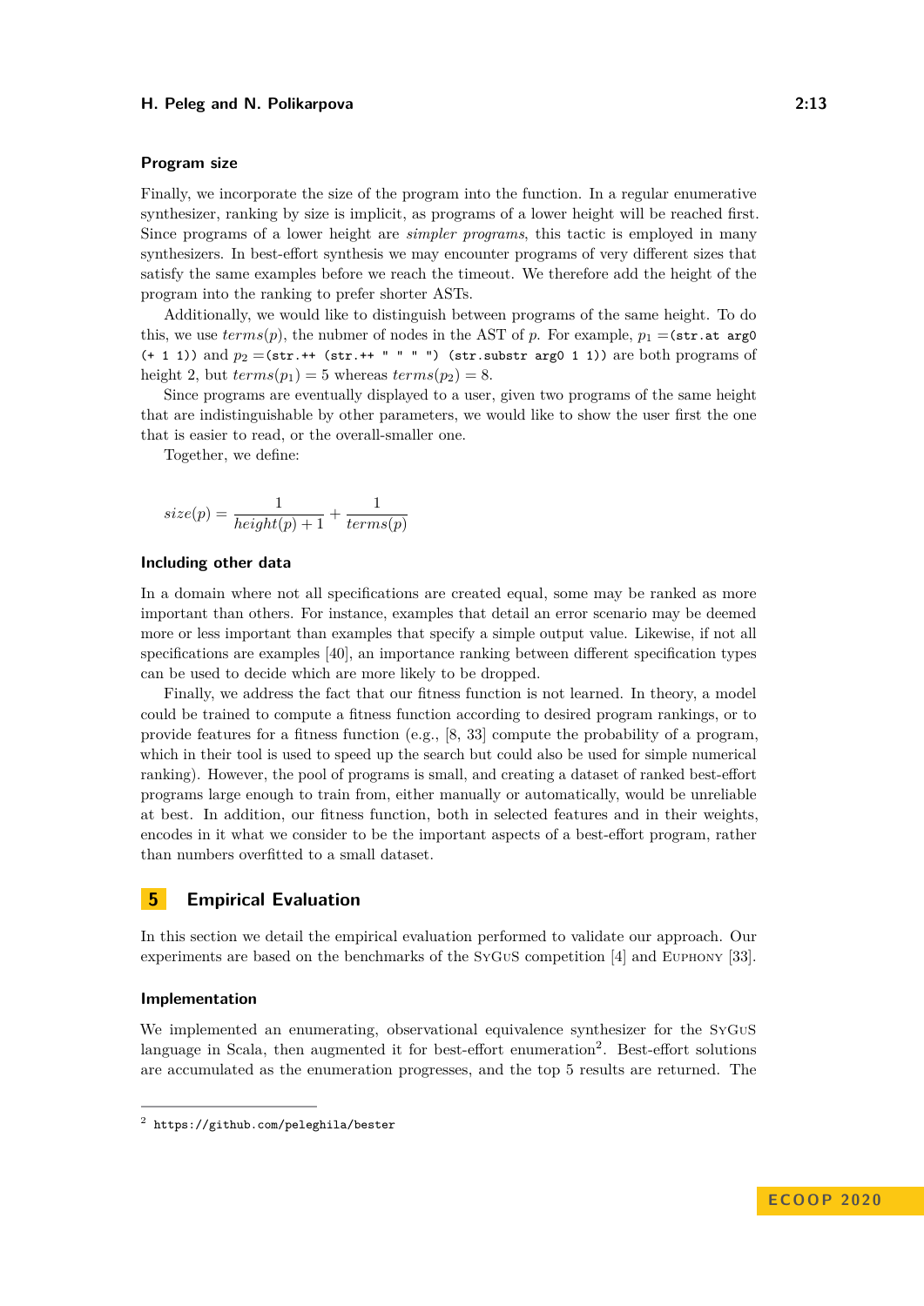### Program size

Finally, we incorporate the size of the program into the function. In a regular enumerative synthesizer, ranking by size is implicit, as programs of a lower height will be reached first. Since programs of a lower height are *simpler programs*, this tactic is employed in many synthesizers. In best-effort synthesis we may encounter programs of very different sizes that satisfy the same examples before we reach the timeout. We therefore add the height of the program into the ranking to prefer shorter ASTs.

Additionally, we would like to distinguish between programs of the same height. To do this, we use $terms(p)$, the nubmer of nodes in the AST of $p$. For example, $p_1 =$`(str.at arg0 (+ 1 1))` and $p_2 =$`(str.++ (str.++ " " " ") (str.substr arg0 1 1))` are both programs of height 2, but $terms(p_1) = 5$ whereas $terms(p_2) = 8$.

Since programs are eventually displayed to a user, given two programs of the same height that are indistinguishable by other parameters, we would like to show the user first the one that is easier to read, or the overall-smaller one.

Together, we define:

$$size(p) = \frac{1}{height(p) + 1} + \frac{1}{terms(p)}$$

### Including other data

In a domain where not all specifications are created equal, some may be ranked as more important than others. For instance, examples that detail an error scenario may be deemed more or less important than examples that specify a simple output value. Likewise, if not all specifications are examples [40], an importance ranking between different specification types can be used to decide which are more likely to be dropped.

Finally, we address the fact that our fitness function is not learned. In theory, a model could be trained to compute a fitness function according to desired program rankings, or to provide features for a fitness function (e.g., [8, 33] compute the probability of a program, which in their tool is used to speed up the search but could also be used for simple numerical ranking). However, the pool of programs is small, and creating a dataset of ranked best-effort programs large enough to train from, either manually or automatically, would be unreliable at best. In addition, our fitness function, both in selected features and in their weights, encodes in it what we consider to be the important aspects of a best-effort program, rather than numbers overfitted to a small dataset.

## 5 Empirical Evaluation

In this section we detail the empirical evaluation performed to validate our approach. Our experiments are based on the benchmarks of the SyGuS competition [4] and Euphony [33].

### Implementation

We implemented an enumerating, observational equivalence synthesizer for the SyGuS language in Scala, then augmented it for best-effort enumeration[2]. Best-effort solutions are accumulated as the enumeration progresses, and the top 5 results are returned. The

[2] https://github.com/peleghila/bester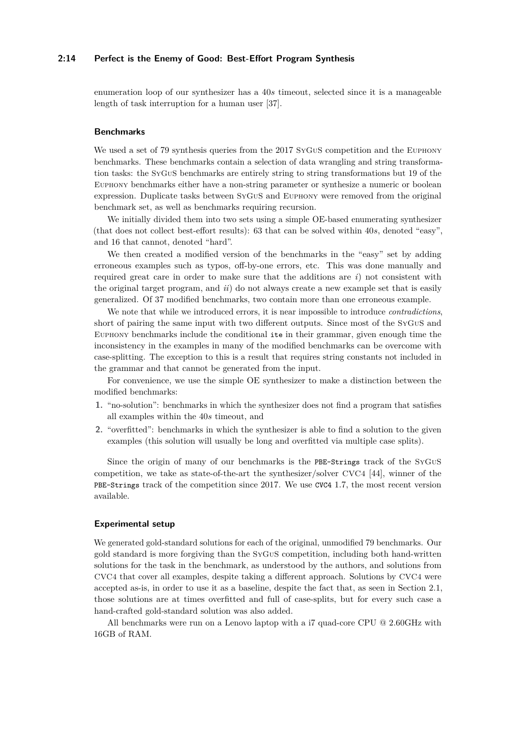enumeration loop of our synthesizer has a 40*s* timeout, selected since it is a manageable length of task interruption for a human user [37].

### Benchmarks

We used a set of 79 synthesis queries from the 2017 SyGuS competition and the Euphony benchmarks. These benchmarks contain a selection of data wrangling and string transformation tasks: the SyGuS benchmarks are entirely string to string transformations but 19 of the Euphony benchmarks either have a non-string parameter or synthesize a numeric or boolean expression. Duplicate tasks between SyGuS and Euphony were removed from the original benchmark set, as well as benchmarks requiring recursion.

We initially divided them into two sets using a simple OE-based enumerating synthesizer (that does not collect best-effort results): 63 that can be solved within 40*s*, denoted "easy", and 16 that cannot, denoted "hard".

We then created a modified version of the benchmarks in the "easy" set by adding erroneous examples such as typos, off-by-one errors, etc. This was done manually and required great care in order to make sure that the additions are *i*) not consistent with the original target program, and *ii*) do not always create a new example set that is easily generalized. Of 37 modified benchmarks, two contain more than one erroneous example.

We note that while we introduced errors, it is near impossible to introduce *contradictions*, short of pairing the same input with two different outputs. Since most of the SyGuS and Euphony benchmarks include the conditional `ite` in their grammar, given enough time the inconsistency in the examples in many of the modified benchmarks can be overcome with case-splitting. The exception to this is a result that requires string constants not included in the grammar and that cannot be generated from the input.

For convenience, we use the simple OE synthesizer to make a distinction between the modified benchmarks:

1. "no-solution": benchmarks in which the synthesizer does not find a program that satisfies all examples within the 40*s* timeout, and
2. "overfitted": benchmarks in which the synthesizer is able to find a solution to the given examples (this solution will usually be long and overfitted via multiple case splits).

Since the origin of many of our benchmarks is the `PBE-Strings` track of the SyGuS competition, we take as state-of-the-art the synthesizer/solver CVC4 [44], winner of the `PBE-Strings` track of the competition since 2017. We use `CVC4` 1.7, the most recent version available.

### Experimental setup

We generated gold-standard solutions for each of the original, unmodified 79 benchmarks. Our gold standard is more forgiving than the SyGuS competition, including both hand-written solutions for the task in the benchmark, as understood by the authors, and solutions from CVC4 that cover all examples, despite taking a different approach. Solutions by CVC4 were accepted as-is, in order to use it as a baseline, despite the fact that, as seen in Section 2.1, those solutions are at times overfitted and full of case-splits, but for every such case a hand-crafted gold-standard solution was also added.

All benchmarks were run on a Lenovo laptop with a i7 quad-core CPU @ 2.60GHz with 16GB of RAM.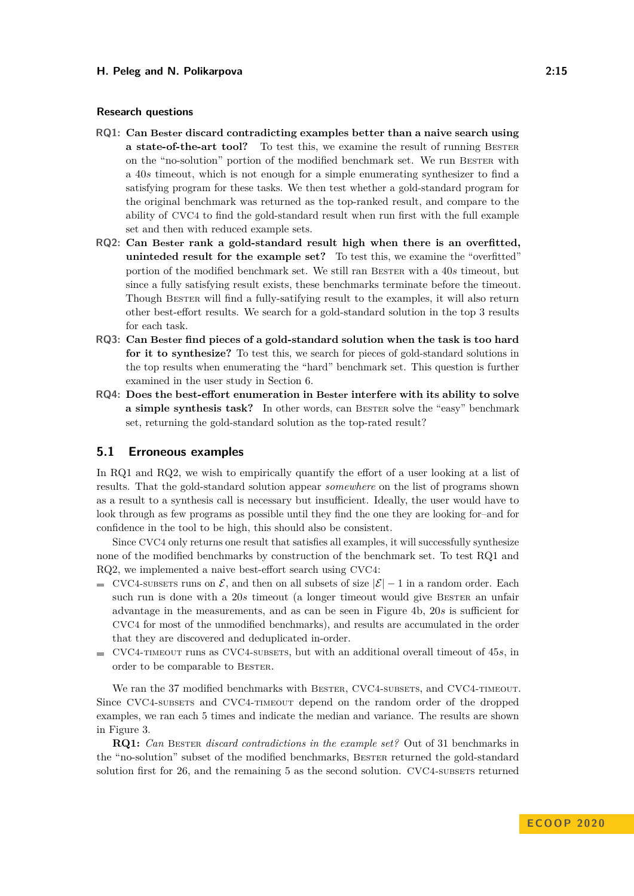### Research questions

**RQ1: Can Bester discard contradicting examples better than a naive search using a state-of-the-art tool?** To test this, we examine the result of running Bester on the "no-solution" portion of the modified benchmark set. We run Bester with a 40$s$ timeout, which is not enough for a simple enumerating synthesizer to find a satisfying program for these tasks. We then test whether a gold-standard program for the original benchmark was returned as the top-ranked result, and compare to the ability of CVC4 to find the gold-standard result when run first with the full example set and then with reduced example sets.

**RQ2: Can Bester rank a gold-standard result high when there is an overfitted, unintended result for the example set?** To test this, we examine the "overfitted" portion of the modified benchmark set. We still ran Bester with a 40$s$ timeout, but since a fully satisfying result exists, these benchmarks terminate before the timeout. Though Bester will find a fully-satifying result to the examples, it will also return other best-effort results. We search for a gold-standard solution in the top 3 results for each task.

**RQ3: Can Bester find pieces of a gold-standard solution when the task is too hard for it to synthesize?** To test this, we search for pieces of gold-standard solutions in the top results when enumerating the "hard" benchmark set. This question is further examined in the user study in Section 6.

**RQ4: Does the best-effort enumeration in Bester interfere with its ability to solve a simple synthesis task?** In other words, can Bester solve the "easy" benchmark set, returning the gold-standard solution as the top-rated result?

## 5.1 Erroneous examples

In RQ1 and RQ2, we wish to empirically quantify the effort of a user looking at a list of results. That the gold-standard solution appear *somewhere* on the list of programs shown as a result to a synthesis call is necessary but insufficient. Ideally, the user would have to look through as few programs as possible until they find the one they are looking for–and for confidence in the tool to be high, this should also be consistent.

Since CVC4 only returns one result that satisfies all examples, it will successfully synthesize none of the modified benchmarks by construction of the benchmark set. To test RQ1 and RQ2, we implemented a naive best-effort search using CVC4:

- CVC4-subsets runs on $\mathcal{E}$, and then on all subsets of size $|\mathcal{E}| - 1$ in a random order. Each such run is done with a 20$s$ timeout (a longer timeout would give Bester an unfair advantage in the measurements, and as can be seen in Figure 4b, 20$s$ is sufficient for CVC4 for most of the unmodified benchmarks), and results are accumulated in the order that they are discovered and deduplicated in-order.
- CVC4-timeout runs as CVC4-subsets, but with an additional overall timeout of 45$s$, in order to be comparable to Bester.

We ran the 37 modified benchmarks with Bester, CVC4-subsets, and CVC4-timeout. Since CVC4-subsets and CVC4-timeout depend on the random order of the dropped examples, we ran each 5 times and indicate the median and variance. The results are shown in Figure 3.

**RQ1:** *Can* Bester *discard contradictions in the example set?* Out of 31 benchmarks in the "no-solution" subset of the modified benchmarks, Bester returned the gold-standard solution first for 26, and the remaining 5 as the second solution. CVC4-subsets returned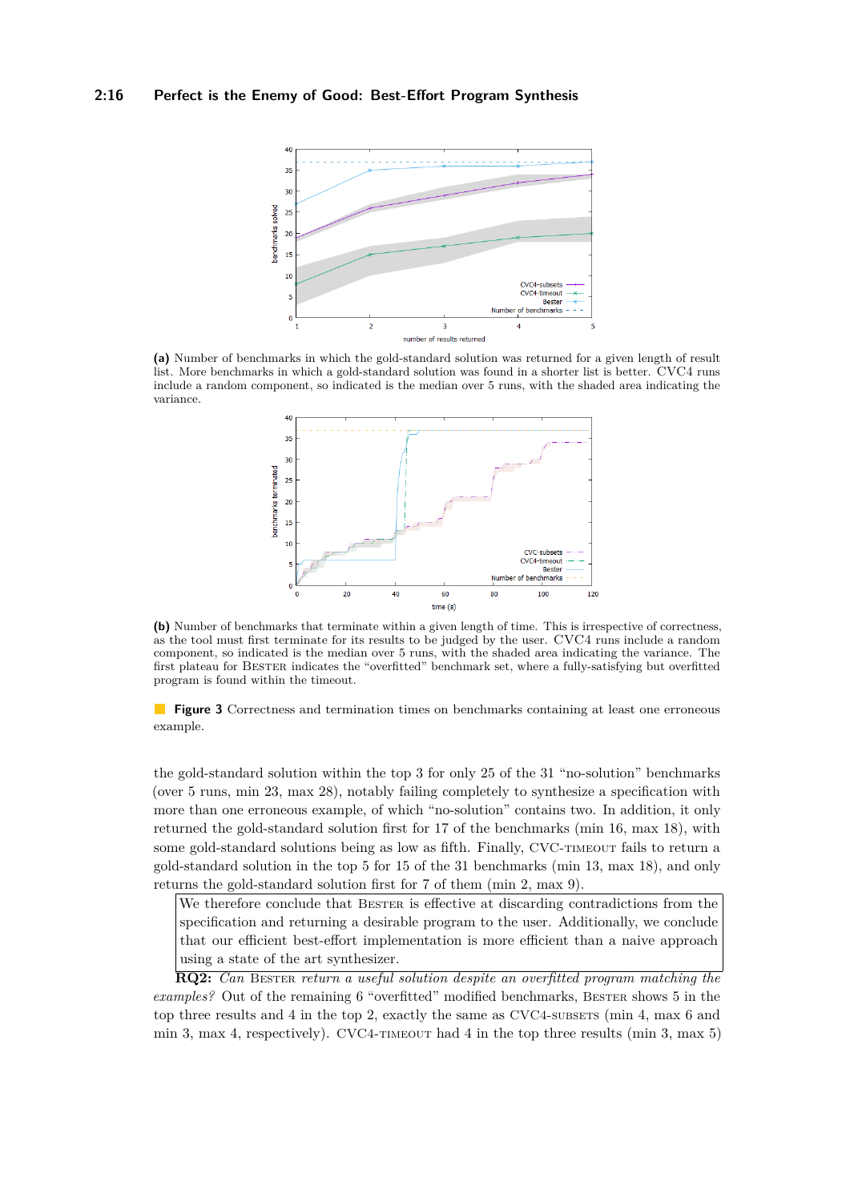**(a)** Number of benchmarks in which the gold-standard solution was returned for a given length of result list. More benchmarks in which a gold-standard solution was found in a shorter list is better. CVC4 runs include a random component, so indicated is the median over 5 runs, with the shaded area indicating the variance.

**(b)** Number of benchmarks that terminate within a given length of time. This is irrespective of correctness, as the tool must first terminate for its results to be judged by the user. CVC4 runs include a random component, so indicated is the median over 5 runs, with the shaded area indicating the variance. The first plateau for BESTER indicates the "overfitted" benchmark set, where a fully-satisfying but overfitted program is found within the timeout.

**Figure 3** Correctness and termination times on benchmarks containing at least one erroneous example.

the gold-standard solution within the top 3 for only 25 of the 31 "no-solution" benchmarks (over 5 runs, min 23, max 28), notably failing completely to synthesize a specification with more than one erroneous example, of which "no-solution" contains two. In addition, it only returned the gold-standard solution first for 17 of the benchmarks (min 16, max 18), with some gold-standard solutions being as low as fifth. Finally, CVC-TIMEOUT fails to return a gold-standard solution in the top 5 for 15 of the 31 benchmarks (min 13, max 18), and only returns the gold-standard solution first for 7 of them (min 2, max 9).

> We therefore conclude that BESTER is effective at discarding contradictions from the specification and returning a desirable program to the user. Additionally, we conclude that our efficient best-effort implementation is more efficient than a naive approach using a state of the art synthesizer.

**RQ2:** *Can* BESTER *return a useful solution despite an overfitted program matching the examples?* Out of the remaining 6 "overfitted" modified benchmarks, BESTER shows 5 in the top three results and 4 in the top 2, exactly the same as CVC4-SUBSETS (min 4, max 6 and min 3, max 4, respectively). CVC4-TIMEOUT had 4 in the top three results (min 3, max 5)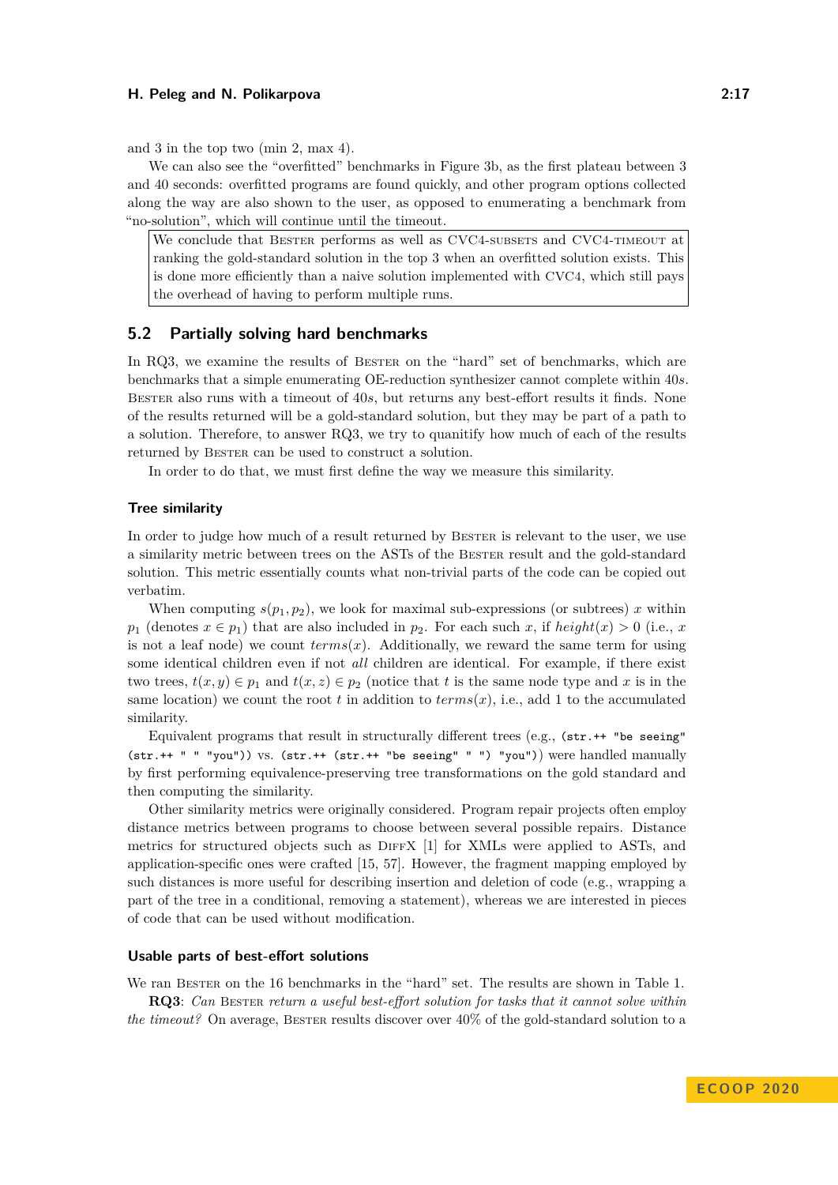and 3 in the top two (min 2, max 4).

We can also see the "overfitted" benchmarks in Figure 3b, as the first plateau between 3 and 40 seconds: overfitted programs are found quickly, and other program options collected along the way are also shown to the user, as opposed to enumerating a benchmark from "no-solution", which will continue until the timeout.

> We conclude that Bester performs as well as CVC4-subsets and CVC4-timeout at ranking the gold-standard solution in the top 3 when an overfitted solution exists. This is done more efficiently than a naive solution implemented with CVC4, which still pays the overhead of having to perform multiple runs.

## 5.2 Partially solving hard benchmarks

In RQ3, we examine the results of Bester on the "hard" set of benchmarks, which are benchmarks that a simple enumerating OE-reduction synthesizer cannot complete within 40*s*. Bester also runs with a timeout of 40*s*, but returns any best-effort results it finds. None of the results returned will be a gold-standard solution, but they may be part of a path to a solution. Therefore, to answer RQ3, we try to quanitify how much of each of the results returned by Bester can be used to construct a solution.

In order to do that, we must first define the way we measure this similarity.

### Tree similarity

In order to judge how much of a result returned by Bester is relevant to the user, we use a similarity metric between trees on the ASTs of the Bester result and the gold-standard solution. This metric essentially counts what non-trivial parts of the code can be copied out verbatim.

When computing $s(p_1, p_2)$, we look for maximal sub-expressions (or subtrees) $x$ within $p_1$ (denotes $x \in p_1$) that are also included in $p_2$. For each such $x$, if $height(x) > 0$ (i.e., $x$ is not a leaf node) we count $terms(x)$. Additionally, we reward the same term for using some identical children even if not *all* children are identical. For example, if there exist two trees, $t(x, y) \in p_1$ and $t(x, z) \in p_2$ (notice that $t$ is the same node type and $x$ is in the same location) we count the root $t$ in addition to $terms(x)$, i.e., add 1 to the accumulated similarity.

Equivalent programs that result in structurally different trees (e.g., `(str.++ "be seeing" (str.++ " " "you"))` vs. `(str.++ (str.++ "be seeing" " ") "you")`) were handled manually by first performing equivalence-preserving tree transformations on the gold standard and then computing the similarity.

Other similarity metrics were originally considered. Program repair projects often employ distance metrics between programs to choose between several possible repairs. Distance metrics for structured objects such as DiffX [1] for XMLs were applied to ASTs, and application-specific ones were crafted [15, 57]. However, the fragment mapping employed by such distances is more useful for describing insertion and deletion of code (e.g., wrapping a part of the tree in a conditional, removing a statement), whereas we are interested in pieces of code that can be used without modification.

### Usable parts of best-effort solutions

We ran Bester on the 16 benchmarks in the "hard" set. The results are shown in Table 1.

**RQ3**: *Can* Bester *return a useful best-effort solution for tasks that it cannot solve within the timeout?* On average, Bester results discover over 40% of the gold-standard solution to a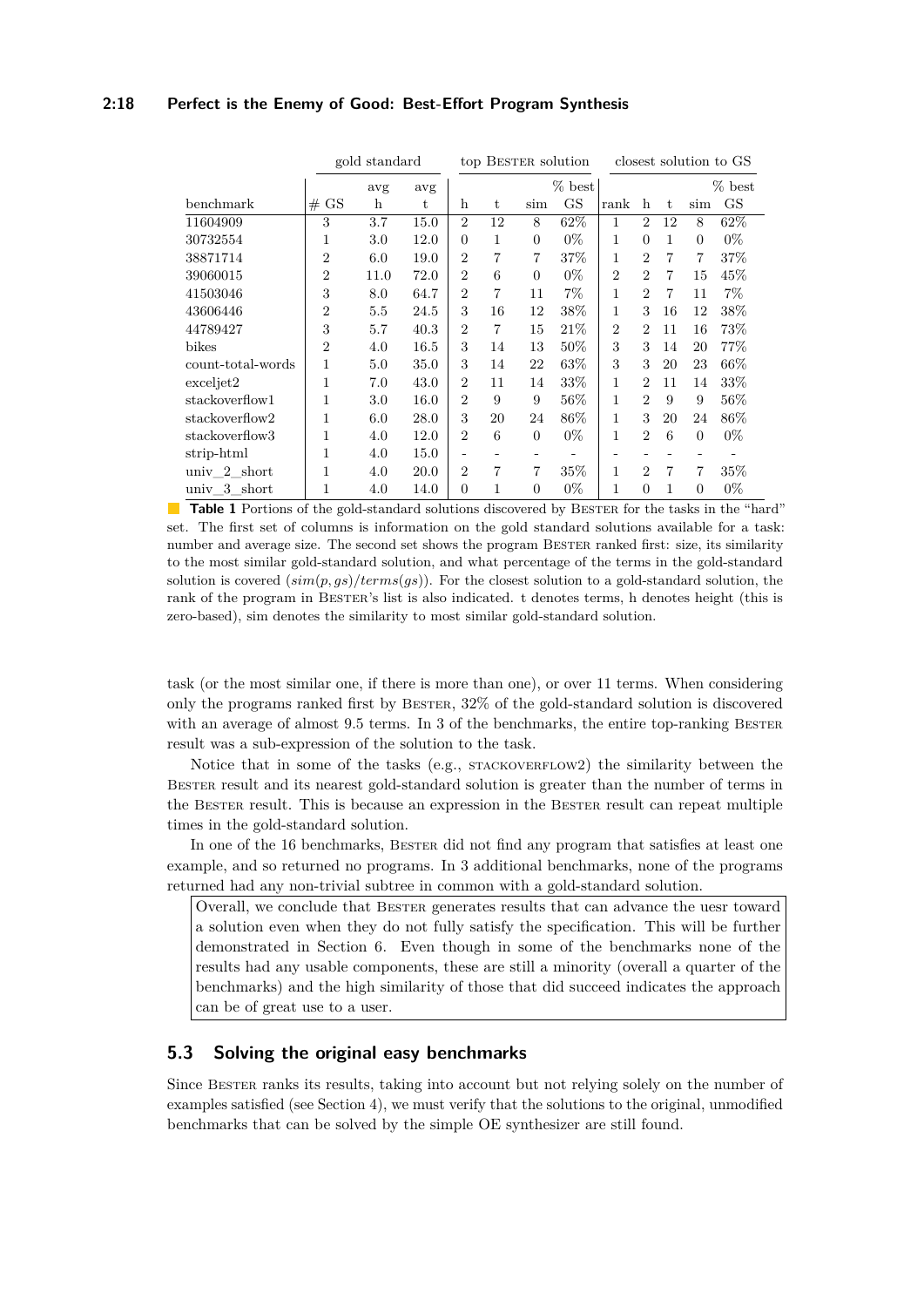| | gold standard | | | top Bester solution | | | | closest solution to GS | | | | |
|---|---|---|---|---|---|---|---|---|---|---|---|---|
| benchmark | # GS | avg h | avg t | h | t | sim | % best GS | rank | h | t | sim | % best GS |
| 11604909 | 3 | 3.7 | 15.0 | 2 | 12 | 8 | 62% | 1 | 2 | 12 | 8 | 62% |
| 30732554 | 1 | 3.0 | 12.0 | 0 | 1 | 0 | 0% | 1 | 0 | 1 | 0 | 0% |
| 38871714 | 2 | 6.0 | 19.0 | 2 | 7 | 7 | 37% | 1 | 2 | 7 | 7 | 37% |
| 39060015 | 2 | 11.0 | 72.0 | 2 | 6 | 0 | 0% | 2 | 2 | 7 | 15 | 45% |
| 41503046 | 3 | 8.0 | 64.7 | 2 | 7 | 11 | 7% | 1 | 2 | 7 | 11 | 7% |
| 43606446 | 2 | 5.5 | 24.5 | 3 | 16 | 12 | 38% | 1 | 3 | 16 | 12 | 38% |
| 44789427 | 3 | 5.7 | 40.3 | 2 | 7 | 15 | 21% | 2 | 2 | 11 | 16 | 73% |
| bikes | 2 | 4.0 | 16.5 | 3 | 14 | 13 | 50% | 3 | 3 | 14 | 20 | 77% |
| count-total-words | 1 | 5.0 | 35.0 | 3 | 14 | 22 | 63% | 3 | 3 | 20 | 23 | 66% |
| exceljet2 | 1 | 7.0 | 43.0 | 2 | 11 | 14 | 33% | 1 | 2 | 11 | 14 | 33% |
| stackoverflow1 | 1 | 3.0 | 16.0 | 2 | 9 | 9 | 56% | 1 | 2 | 9 | 9 | 56% |
| stackoverflow2 | 1 | 6.0 | 28.0 | 3 | 20 | 24 | 86% | 1 | 3 | 20 | 24 | 86% |
| stackoverflow3 | 1 | 4.0 | 12.0 | 2 | 6 | 0 | 0% | 1 | 2 | 6 | 0 | 0% |
| strip-html | 1 | 4.0 | 15.0 | - | - | - | - | - | - | - | - | - |
| univ_2_short | 1 | 4.0 | 20.0 | 2 | 7 | 7 | 35% | 1 | 2 | 7 | 7 | 35% |
| univ_3_short | 1 | 4.0 | 14.0 | 0 | 1 | 0 | 0% | 1 | 0 | 1 | 0 | 0% |

**Table 1** Portions of the gold-standard solutions discovered by Bester for the tasks in the "hard" set. The first set of columns is information on the gold standard solutions available for a task: number and average size. The second set shows the program Bester ranked first: size, its similarity to the most similar gold-standard solution, and what percentage of the terms in the gold-standard solution is covered ($sim(p, gs)/terms(gs)$). For the closest solution to a gold-standard solution, the rank of the program in Bester's list is also indicated. t denotes terms, h denotes height (this is zero-based), sim denotes the similarity to most similar gold-standard solution.

task (or the most similar one, if there is more than one), or over 11 terms. When considering only the programs ranked first by Bester, 32% of the gold-standard solution is discovered with an average of almost 9.5 terms. In 3 of the benchmarks, the entire top-ranking Bester result was a sub-expression of the solution to the task.

Notice that in some of the tasks (e.g., stackoverflow2) the similarity between the Bester result and its nearest gold-standard solution is greater than the number of terms in the Bester result. This is because an expression in the Bester result can repeat multiple times in the gold-standard solution.

In one of the 16 benchmarks, Bester did not find any program that satisfies at least one example, and so returned no programs. In 3 additional benchmarks, none of the programs returned had any non-trivial subtree in common with a gold-standard solution.

Overall, we conclude that Bester generates results that can advance the uesr toward a solution even when they do not fully satisfy the specification. This will be further demonstrated in Section 6. Even though in some of the benchmarks none of the results had any usable components, these are still a minority (overall a quarter of the benchmarks) and the high similarity of those that did succeed indicates the approach can be of great use to a user.

## 5.3 Solving the original easy benchmarks

Since Bester ranks its results, taking into account but not relying solely on the number of examples satisfied (see Section 4), we must verify that the solutions to the original, unmodified benchmarks that can be solved by the simple OE synthesizer are still found.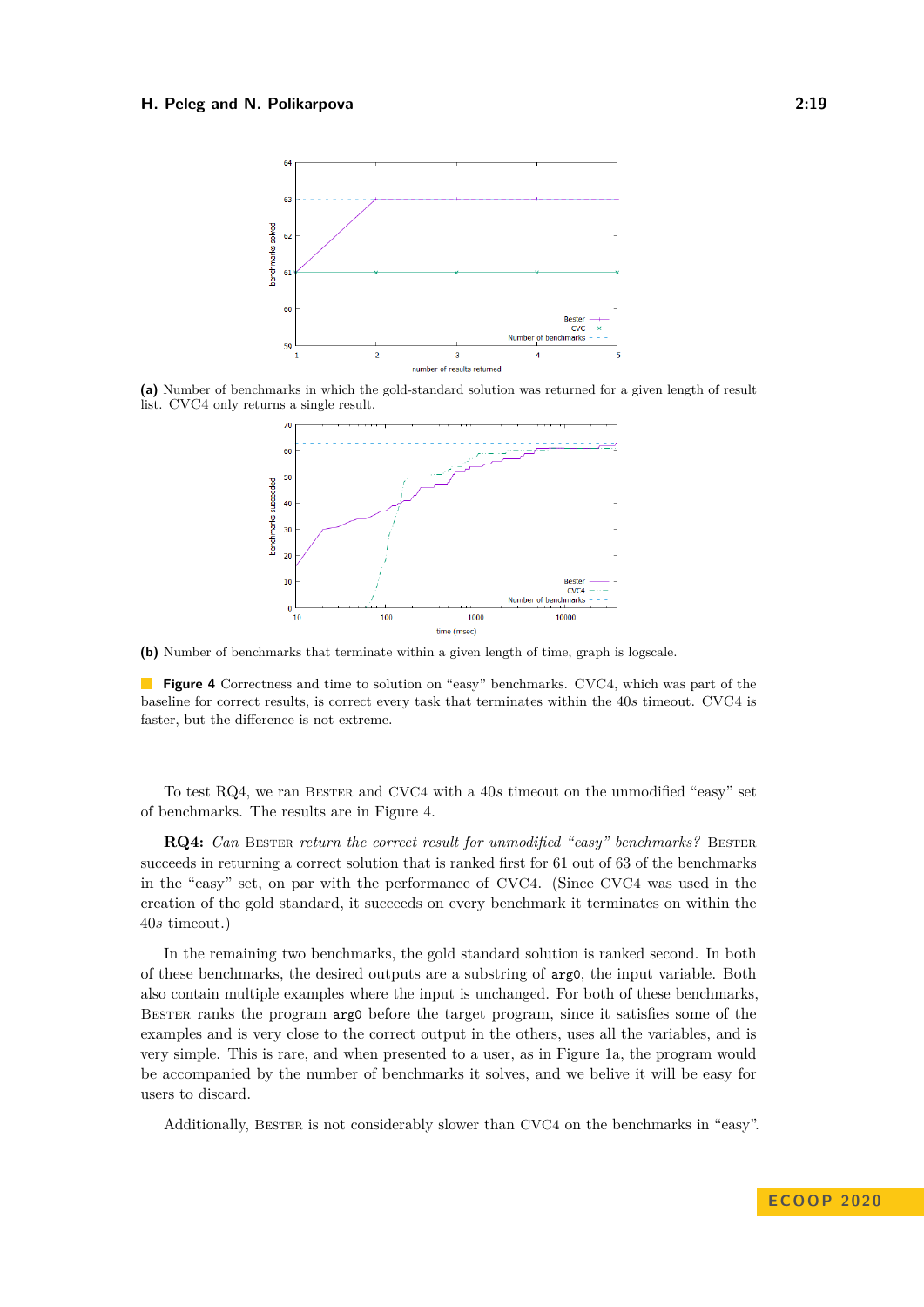**(a)** Number of benchmarks in which the gold-standard solution was returned for a given length of result list. CVC4 only returns a single result.

**(b)** Number of benchmarks that terminate within a given length of time, graph is logscale.

**Figure 4** Correctness and time to solution on "easy" benchmarks. CVC4, which was part of the baseline for correct results, is correct every task that terminates within the 40$s$ timeout. CVC4 is faster, but the difference is not extreme.

To test RQ4, we ran Bester and CVC4 with a 40$s$ timeout on the unmodified "easy" set of benchmarks. The results are in Figure 4.

**RQ4:** *Can* Bester *return the correct result for unmodified "easy" benchmarks?* Bester succeeds in returning a correct solution that is ranked first for 61 out of 63 of the benchmarks in the "easy" set, on par with the performance of CVC4. (Since CVC4 was used in the creation of the gold standard, it succeeds on every benchmark it terminates on within the 40$s$ timeout.)

In the remaining two benchmarks, the gold standard solution is ranked second. In both of these benchmarks, the desired outputs are a substring of `arg0`, the input variable. Both also contain multiple examples where the input is unchanged. For both of these benchmarks, Bester ranks the program `arg0` before the target program, since it satisfies some of the examples and is very close to the correct output in the others, uses all the variables, and is very simple. This is rare, and when presented to a user, as in Figure 1a, the program would be accompanied by the number of benchmarks it solves, and we belive it will be easy for users to discard.

Additionally, Bester is not considerably slower than CVC4 on the benchmarks in "easy".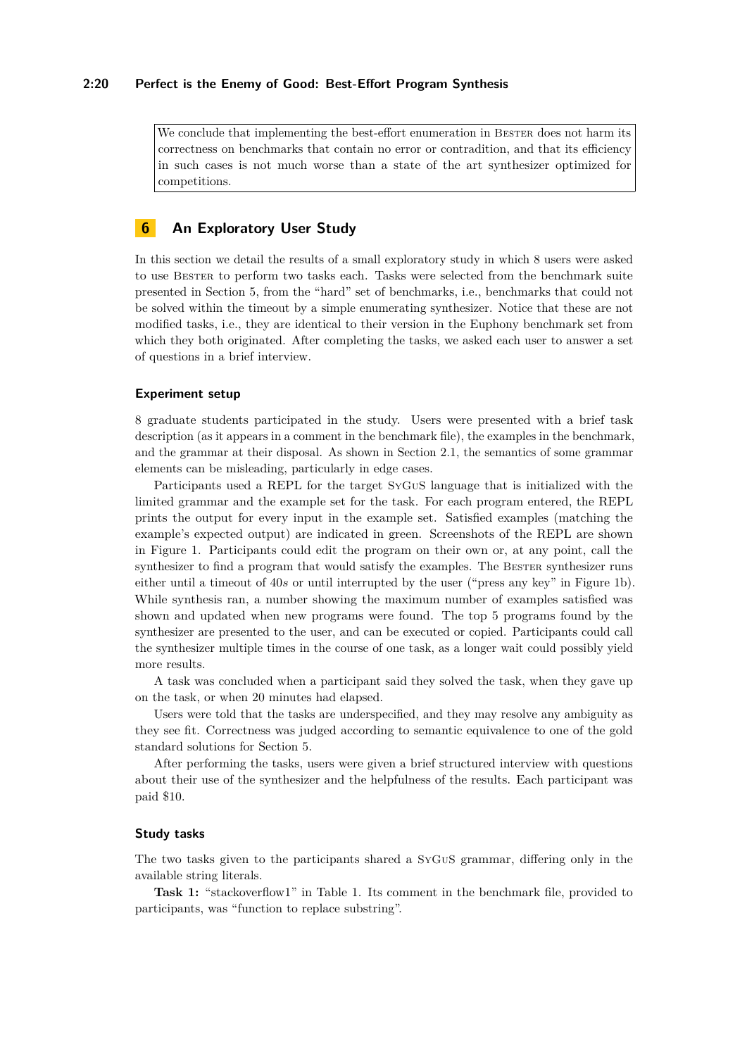We conclude that implementing the best-effort enumeration in Bester does not harm its correctness on benchmarks that contain no error or contradition, and that its efficiency in such cases is not much worse than a state of the art synthesizer optimized for competitions.

## 6 An Exploratory User Study

In this section we detail the results of a small exploratory study in which 8 users were asked to use Bester to perform two tasks each. Tasks were selected from the benchmark suite presented in Section 5, from the "hard" set of benchmarks, i.e., benchmarks that could not be solved within the timeout by a simple enumerating synthesizer. Notice that these are not modified tasks, i.e., they are identical to their version in the Euphony benchmark set from which they both originated. After completing the tasks, we asked each user to answer a set of questions in a brief interview.

### Experiment setup

8 graduate students participated in the study. Users were presented with a brief task description (as it appears in a comment in the benchmark file), the examples in the benchmark, and the grammar at their disposal. As shown in Section 2.1, the semantics of some grammar elements can be misleading, particularly in edge cases.

Participants used a REPL for the target SyGuS language that is initialized with the limited grammar and the example set for the task. For each program entered, the REPL prints the output for every input in the example set. Satisfied examples (matching the example's expected output) are indicated in green. Screenshots of the REPL are shown in Figure 1. Participants could edit the program on their own or, at any point, call the synthesizer to find a program that would satisfy the examples. The Bester synthesizer runs either until a timeout of 40*s* or until interrupted by the user ("press any key" in Figure 1b). While synthesis ran, a number showing the maximum number of examples satisfied was shown and updated when new programs were found. The top 5 programs found by the synthesizer are presented to the user, and can be executed or copied. Participants could call the synthesizer multiple times in the course of one task, as a longer wait could possibly yield more results.

A task was concluded when a participant said they solved the task, when they gave up on the task, or when 20 minutes had elapsed.

Users were told that the tasks are underspecified, and they may resolve any ambiguity as they see fit. Correctness was judged according to semantic equivalence to one of the gold standard solutions for Section 5.

After performing the tasks, users were given a brief structured interview with questions about their use of the synthesizer and the helpfulness of the results. Each participant was paid \$10.

### Study tasks

The two tasks given to the participants shared a SyGuS grammar, differing only in the available string literals.

**Task 1:** "stackoverflow1" in Table 1. Its comment in the benchmark file, provided to participants, was "function to replace substring".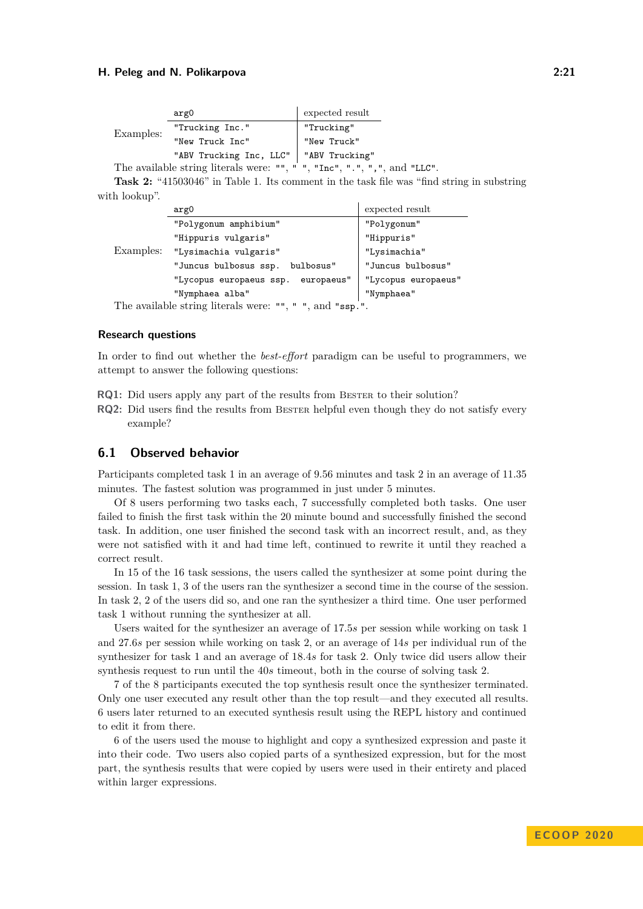Examples:

| arg0 | expected result |
|---|---|
| "Trucking Inc." | "Trucking" |
| "New Truck Inc" | "New Truck" |
| "ABV Trucking Inc, LLC" | "ABV Trucking" |

The available string literals were: `""`, `" "`, `"Inc"`, `"."`, `","`, and `"LLC"`.

**Task 2:** "41503046" in Table 1. Its comment in the task file was "find string in substring with lookup".

Examples:

| arg0 | expected result |
|---|---|
| "Polygonum amphibium" | "Polygonum" |
| "Hippuris vulgaris" | "Hippuris" |
| "Lysimachia vulgaris" | "Lysimachia" |
| "Juncus bulbosus ssp.  bulbosus" | "Juncus bulbosus" |
| "Lycopus europaeus ssp.  europaeus" | "Lycopus europaeus" |
| "Nymphaea alba" | "Nymphaea" |

The available string literals were: `""`, `" "`, and `"ssp."`.

### Research questions

In order to find out whether the *best-effort* paradigm can be useful to programmers, we attempt to answer the following questions:

**RQ1:** Did users apply any part of the results from Bester to their solution?

**RQ2:** Did users find the results from Bester helpful even though they do not satisfy every example?

## 6.1 Observed behavior

Participants completed task 1 in an average of 9.56 minutes and task 2 in an average of 11.35 minutes. The fastest solution was programmed in just under 5 minutes.

Of 8 users performing two tasks each, 7 successfully completed both tasks. One user failed to finish the first task within the 20 minute bound and successfully finished the second task. In addition, one user finished the second task with an incorrect result, and, as they were not satisfied with it and had time left, continued to rewrite it until they reached a correct result.

In 15 of the 16 task sessions, the users called the synthesizer at some point during the session. In task 1, 3 of the users ran the synthesizer a second time in the course of the session. In task 2, 2 of the users did so, and one ran the synthesizer a third time. One user performed task 1 without running the synthesizer at all.

Users waited for the synthesizer an average of 17.5*s* per session while working on task 1 and 27.6*s* per session while working on task 2, or an average of 14*s* per individual run of the synthesizer for task 1 and an average of 18.4*s* for task 2. Only twice did users allow their synthesis request to run until the 40*s* timeout, both in the course of solving task 2.

7 of the 8 participants executed the top synthesis result once the synthesizer terminated. Only one user executed any result other than the top result—and they executed all results. 6 users later returned to an executed synthesis result using the REPL history and continued to edit it from there.

6 of the users used the mouse to highlight and copy a synthesized expression and paste it into their code. Two users also copied parts of a synthesized expression, but for the most part, the synthesis results that were copied by users were used in their entirety and placed within larger expressions.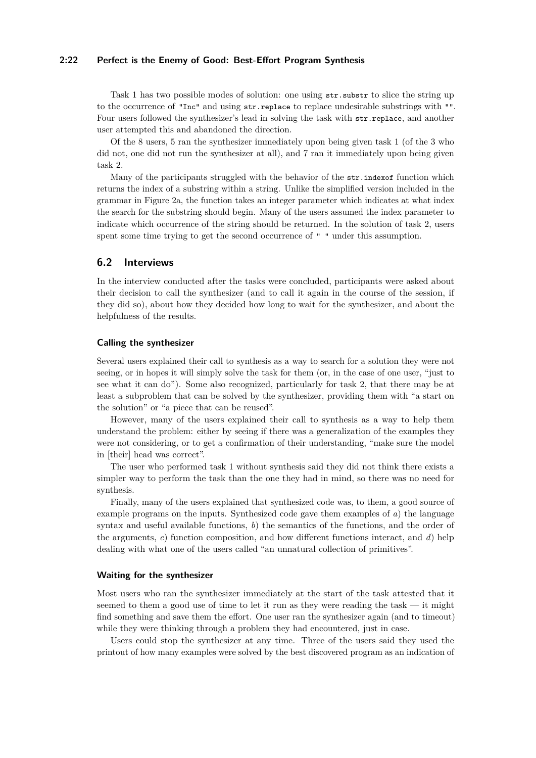Task 1 has two possible modes of solution: one using `str.substr` to slice the string up to the occurrence of `"Inc"` and using `str.replace` to replace undesirable substrings with `""`. Four users followed the synthesizer's lead in solving the task with `str.replace`, and another user attempted this and abandoned the direction.

Of the 8 users, 5 ran the synthesizer immediately upon being given task 1 (of the 3 who did not, one did not run the synthesizer at all), and 7 ran it immediately upon being given task 2.

Many of the participants struggled with the behavior of the `str.indexof` function which returns the index of a substring within a string. Unlike the simplified version included in the grammar in Figure 2a, the function takes an integer parameter which indicates at what index the search for the substring should begin. Many of the users assumed the index parameter to indicate which occurrence of the string should be returned. In the solution of task 2, users spent some time trying to get the second occurrence of `" "` under this assumption.

## 6.2 Interviews

In the interview conducted after the tasks were concluded, participants were asked about their decision to call the synthesizer (and to call it again in the course of the session, if they did so), about how they decided how long to wait for the synthesizer, and about the helpfulness of the results.

### Calling the synthesizer

Several users explained their call to synthesis as a way to search for a solution they were not seeing, or in hopes it will simply solve the task for them (or, in the case of one user, "just to see what it can do"). Some also recognized, particularly for task 2, that there may be at least a subproblem that can be solved by the synthesizer, providing them with "a start on the solution" or "a piece that can be reused".

However, many of the users explained their call to synthesis as a way to help them understand the problem: either by seeing if there was a generalization of the examples they were not considering, or to get a confirmation of their understanding, "make sure the model in [their] head was correct".

The user who performed task 1 without synthesis said they did not think there exists a simpler way to perform the task than the one they had in mind, so there was no need for synthesis.

Finally, many of the users explained that synthesized code was, to them, a good source of example programs on the inputs. Synthesized code gave them examples of *a*) the language syntax and useful available functions, *b*) the semantics of the functions, and the order of the arguments, *c*) function composition, and how different functions interact, and *d*) help dealing with what one of the users called "an unnatural collection of primitives".

### Waiting for the synthesizer

Most users who ran the synthesizer immediately at the start of the task attested that it seemed to them a good use of time to let it run as they were reading the task — it might find something and save them the effort. One user ran the synthesizer again (and to timeout) while they were thinking through a problem they had encountered, just in case.

Users could stop the synthesizer at any time. Three of the users said they used the printout of how many examples were solved by the best discovered program as an indication of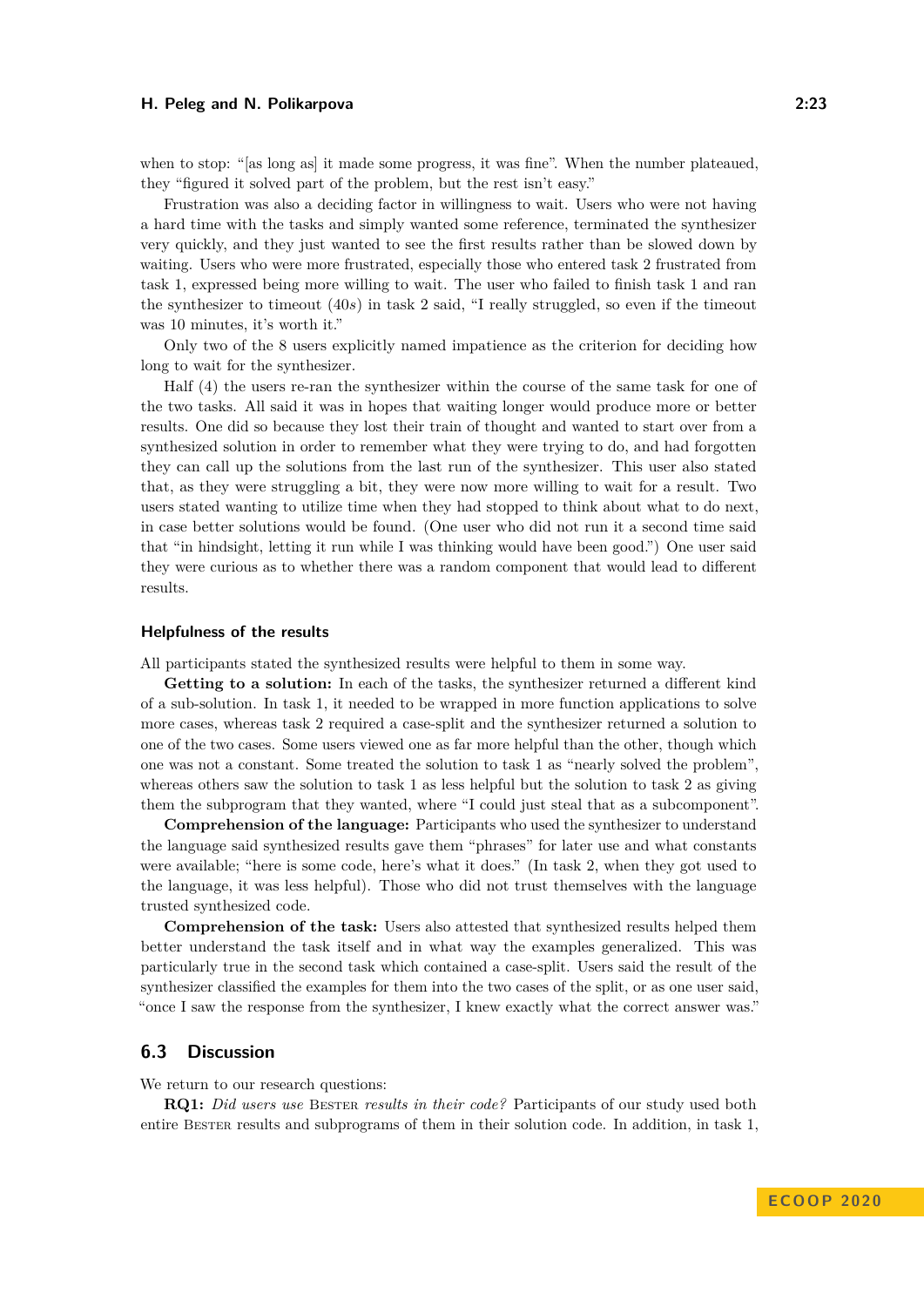when to stop: "[as long as] it made some progress, it was fine". When the number plateaued, they "figured it solved part of the problem, but the rest isn't easy."

Frustration was also a deciding factor in willingness to wait. Users who were not having a hard time with the tasks and simply wanted some reference, terminated the synthesizer very quickly, and they just wanted to see the first results rather than be slowed down by waiting. Users who were more frustrated, especially those who entered task 2 frustrated from task 1, expressed being more willing to wait. The user who failed to finish task 1 and ran the synthesizer to timeout ($40s$) in task 2 said, "I really struggled, so even if the timeout was 10 minutes, it's worth it."

Only two of the 8 users explicitly named impatience as the criterion for deciding how long to wait for the synthesizer.

Half (4) the users re-ran the synthesizer within the course of the same task for one of the two tasks. All said it was in hopes that waiting longer would produce more or better results. One did so because they lost their train of thought and wanted to start over from a synthesized solution in order to remember what they were trying to do, and had forgotten they can call up the solutions from the last run of the synthesizer. This user also stated that, as they were struggling a bit, they were now more willing to wait for a result. Two users stated wanting to utilize time when they had stopped to think about what to do next, in case better solutions would be found. (One user who did not run it a second time said that "in hindsight, letting it run while I was thinking would have been good.") One user said they were curious as to whether there was a random component that would lead to different results.

### Helpfulness of the results

All participants stated the synthesized results were helpful to them in some way.

**Getting to a solution:** In each of the tasks, the synthesizer returned a different kind of a sub-solution. In task 1, it needed to be wrapped in more function applications to solve more cases, whereas task 2 required a case-split and the synthesizer returned a solution to one of the two cases. Some users viewed one as far more helpful than the other, though which one was not a constant. Some treated the solution to task 1 as "nearly solved the problem", whereas others saw the solution to task 1 as less helpful but the solution to task 2 as giving them the subprogram that they wanted, where "I could just steal that as a subcomponent".

**Comprehension of the language:** Participants who used the synthesizer to understand the language said synthesized results gave them "phrases" for later use and what constants were available; "here is some code, here's what it does." (In task 2, when they got used to the language, it was less helpful). Those who did not trust themselves with the language trusted synthesized code.

**Comprehension of the task:** Users also attested that synthesized results helped them better understand the task itself and in what way the examples generalized. This was particularly true in the second task which contained a case-split. Users said the result of the synthesizer classified the examples for them into the two cases of the split, or as one user said, "once I saw the response from the synthesizer, I knew exactly what the correct answer was."

## 6.3 Discussion

We return to our research questions:

**RQ1:** *Did users use* Bester *results in their code?* Participants of our study used both entire Bester results and subprograms of them in their solution code. In addition, in task 1,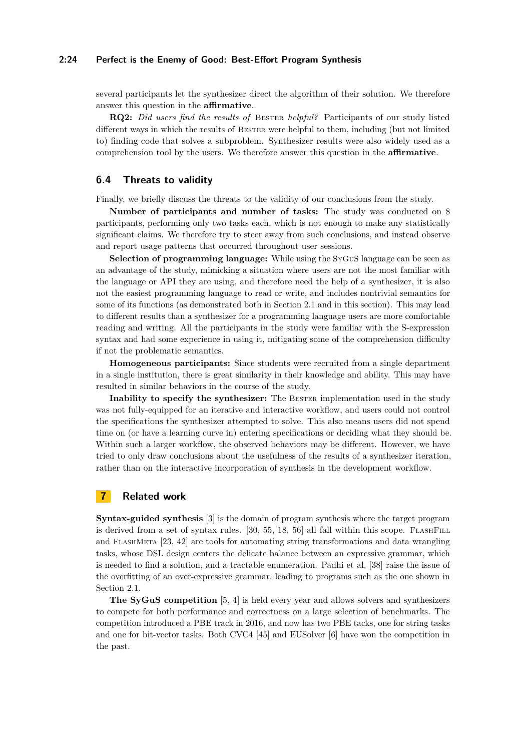several participants let the synthesizer direct the algorithm of their solution. We therefore answer this question in the **affirmative**.

**RQ2:** *Did users find the results of* Bester *helpful?* Participants of our study listed different ways in which the results of Bester were helpful to them, including (but not limited to) finding code that solves a subproblem. Synthesizer results were also widely used as a comprehension tool by the users. We therefore answer this question in the **affirmative**.

## 6.4 Threats to validity

Finally, we briefly discuss the threats to the validity of our conclusions from the study.

**Number of participants and number of tasks:** The study was conducted on 8 participants, performing only two tasks each, which is not enough to make any statistically significant claims. We therefore try to steer away from such conclusions, and instead observe and report usage patterns that occurred throughout user sessions.

**Selection of programming language:** While using the SyGuS language can be seen as an advantage of the study, mimicking a situation where users are not the most familiar with the language or API they are using, and therefore need the help of a synthesizer, it is also not the easiest programming language to read or write, and includes nontrivial semantics for some of its functions (as demonstrated both in Section 2.1 and in this section). This may lead to different results than a synthesizer for a programming language users are more comfortable reading and writing. All the participants in the study were familiar with the S-expression syntax and had some experience in using it, mitigating some of the comprehension difficulty if not the problematic semantics.

**Homogeneous participants:** Since students were recruited from a single department in a single institution, there is great similarity in their knowledge and ability. This may have resulted in similar behaviors in the course of the study.

**Inability to specify the synthesizer:** The Bester implementation used in the study was not fully-equipped for an iterative and interactive workflow, and users could not control the specifications the synthesizer attempted to solve. This also means users did not spend time on (or have a learning curve in) entering specifications or deciding what they should be. Within such a larger workflow, the observed behaviors may be different. However, we have tried to only draw conclusions about the usefulness of the results of a synthesizer iteration, rather than on the interactive incorporation of synthesis in the development workflow.

# 7 Related work

**Syntax-guided synthesis** [3] is the domain of program synthesis where the target program is derived from a set of syntax rules. [30, 55, 18, 56] all fall within this scope. FlashFill and FlashMeta [23, 42] are tools for automating string transformations and data wrangling tasks, whose DSL design centers the delicate balance between an expressive grammar, which is needed to find a solution, and a tractable enumeration. Padhi et al. [38] raise the issue of the overfitting of an over-expressive grammar, leading to programs such as the one shown in Section 2.1.

**The SyGuS competition** [5, 4] is held every year and allows solvers and synthesizers to compete for both performance and correctness on a large selection of benchmarks. The competition introduced a PBE track in 2016, and now has two PBE tacks, one for string tasks and one for bit-vector tasks. Both CVC4 [45] and EUSolver [6] have won the competition in the past.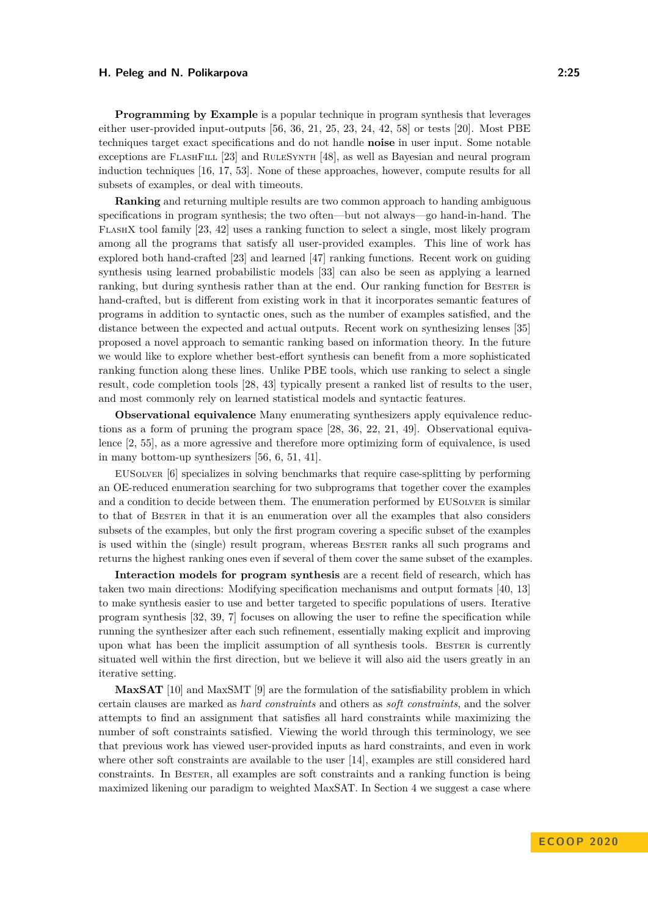**Programming by Example** is a popular technique in program synthesis that leverages either user-provided input-outputs [56, 36, 21, 25, 23, 24, 42, 58] or tests [20]. Most PBE techniques target exact specifications and do not handle **noise** in user input. Some notable exceptions are FlashFill [23] and RuleSynth [48], as well as Bayesian and neural program induction techniques [16, 17, 53]. None of these approaches, however, compute results for all subsets of examples, or deal with timeouts.

**Ranking** and returning multiple results are two common approach to handing ambiguous specifications in program synthesis; the two often—but not always—go hand-in-hand. The FlashX tool family [23, 42] uses a ranking function to select a single, most likely program among all the programs that satisfy all user-provided examples. This line of work has explored both hand-crafted [23] and learned [47] ranking functions. Recent work on guiding synthesis using learned probabilistic models [33] can also be seen as applying a learned ranking, but during synthesis rather than at the end. Our ranking function for Bester is hand-crafted, but is different from existing work in that it incorporates semantic features of programs in addition to syntactic ones, such as the number of examples satisfied, and the distance between the expected and actual outputs. Recent work on synthesizing lenses [35] proposed a novel approach to semantic ranking based on information theory. In the future we would like to explore whether best-effort synthesis can benefit from a more sophisticated ranking function along these lines. Unlike PBE tools, which use ranking to select a single result, code completion tools [28, 43] typically present a ranked list of results to the user, and most commonly rely on learned statistical models and syntactic features.

**Observational equivalence** Many enumerating synthesizers apply equivalence reductions as a form of pruning the program space [28, 36, 22, 21, 49]. Observational equivalence [2, 55], as a more agressive and therefore more optimizing form of equivalence, is used in many bottom-up synthesizers [56, 6, 51, 41].

EUSolver [6] specializes in solving benchmarks that require case-splitting by performing an OE-reduced enumeration searching for two subprograms that together cover the examples and a condition to decide between them. The enumeration performed by EUSolver is similar to that of Bester in that it is an enumeration over all the examples that also considers subsets of the examples, but only the first program covering a specific subset of the examples is used within the (single) result program, whereas Bester ranks all such programs and returns the highest ranking ones even if several of them cover the same subset of the examples.

**Interaction models for program synthesis** are a recent field of research, which has taken two main directions: Modifying specification mechanisms and output formats [40, 13] to make synthesis easier to use and better targeted to specific populations of users. Iterative program synthesis [32, 39, 7] focuses on allowing the user to refine the specification while running the synthesizer after each such refinement, essentially making explicit and improving upon what has been the implicit assumption of all synthesis tools. Bester is currently situated well within the first direction, but we believe it will also aid the users greatly in an iterative setting.

**MaxSAT** [10] and MaxSMT [9] are the formulation of the satisfiability problem in which certain clauses are marked as *hard constraints* and others as *soft constraints*, and the solver attempts to find an assignment that satisfies all hard constraints while maximizing the number of soft constraints satisfied. Viewing the world through this terminology, we see that previous work has viewed user-provided inputs as hard constraints, and even in work where other soft constraints are available to the user [14], examples are still considered hard constraints. In Bester, all examples are soft constraints and a ranking function is being maximized likening our paradigm to weighted MaxSAT. In Section 4 we suggest a case where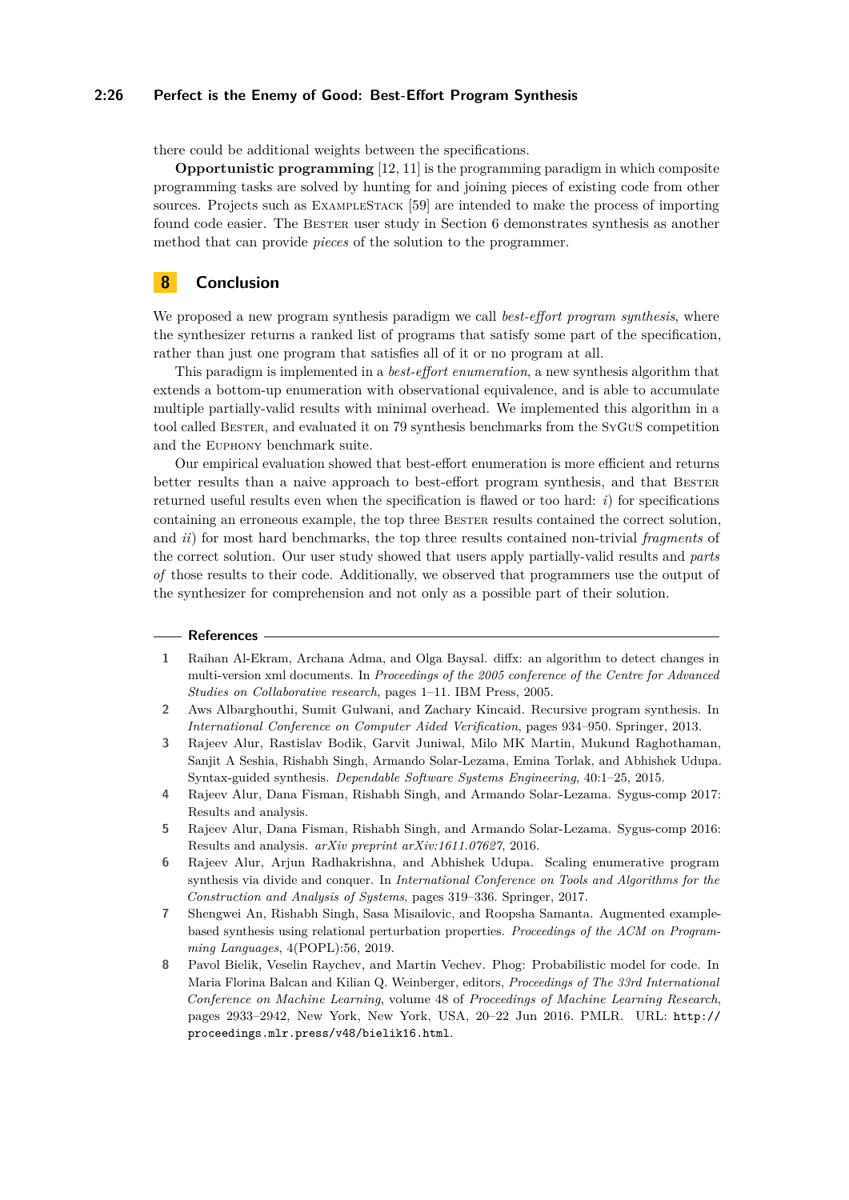there could be additional weights between the specifications.

**Opportunistic programming** [12, 11] is the programming paradigm in which composite programming tasks are solved by hunting for and joining pieces of existing code from other sources. Projects such as ExampleStack [59] are intended to make the process of importing found code easier. The Bester user study in Section 6 demonstrates synthesis as another method that can provide *pieces* of the solution to the programmer.

## 8 Conclusion

We proposed a new program synthesis paradigm we call *best-effort program synthesis*, where the synthesizer returns a ranked list of programs that satisfy some part of the specification, rather than just one program that satisfies all of it or no program at all.

This paradigm is implemented in a *best-effort enumeration*, a new synthesis algorithm that extends a bottom-up enumeration with observational equivalence, and is able to accumulate multiple partially-valid results with minimal overhead. We implemented this algorithm in a tool called Bester, and evaluated it on 79 synthesis benchmarks from the SyGuS competition and the Euphony benchmark suite.

Our empirical evaluation showed that best-effort enumeration is more efficient and returns better results than a naive approach to best-effort program synthesis, and that Bester returned useful results even when the specification is flawed or too hard: *i*) for specifications containing an erroneous example, the top three Bester results contained the correct solution, and *ii*) for most hard benchmarks, the top three results contained non-trivial *fragments* of the correct solution. Our user study showed that users apply partially-valid results and *parts of* those results to their code. Additionally, we observed that programmers use the output of the synthesizer for comprehension and not only as a possible part of their solution.

## References

1. Raihan Al-Ekram, Archana Adma, and Olga Baysal. diffx: an algorithm to detect changes in multi-version xml documents. In *Proceedings of the 2005 conference of the Centre for Advanced Studies on Collaborative research*, pages 1–11. IBM Press, 2005.
2. Aws Albarghouthi, Sumit Gulwani, and Zachary Kincaid. Recursive program synthesis. In *International Conference on Computer Aided Verification*, pages 934–950. Springer, 2013.
3. Rajeev Alur, Rastislav Bodik, Garvit Juniwal, Milo MK Martin, Mukund Raghothaman, Sanjit A Seshia, Rishabh Singh, Armando Solar-Lezama, Emina Torlak, and Abhishek Udupa. Syntax-guided synthesis. *Dependable Software Systems Engineering*, 40:1–25, 2015.
4. Rajeev Alur, Dana Fisman, Rishabh Singh, and Armando Solar-Lezama. Sygus-comp 2017: Results and analysis.
5. Rajeev Alur, Dana Fisman, Rishabh Singh, and Armando Solar-Lezama. Sygus-comp 2016: Results and analysis. *arXiv preprint arXiv:1611.07627*, 2016.
6. Rajeev Alur, Arjun Radhakrishna, and Abhishek Udupa. Scaling enumerative program synthesis via divide and conquer. In *International Conference on Tools and Algorithms for the Construction and Analysis of Systems*, pages 319–336. Springer, 2017.
7. Shengwei An, Rishabh Singh, Sasa Misailovic, and Roopsha Samanta. Augmented example-based synthesis using relational perturbation properties. *Proceedings of the ACM on Programming Languages*, 4(POPL):56, 2019.
8. Pavol Bielik, Veselin Raychev, and Martin Vechev. Phog: Probabilistic model for code. In Maria Florina Balcan and Kilian Q. Weinberger, editors, *Proceedings of The 33rd International Conference on Machine Learning*, volume 48 of *Proceedings of Machine Learning Research*, pages 2933–2942, New York, New York, USA, 20–22 Jun 2016. PMLR. URL: `http://proceedings.mlr.press/v48/bielik16.html`.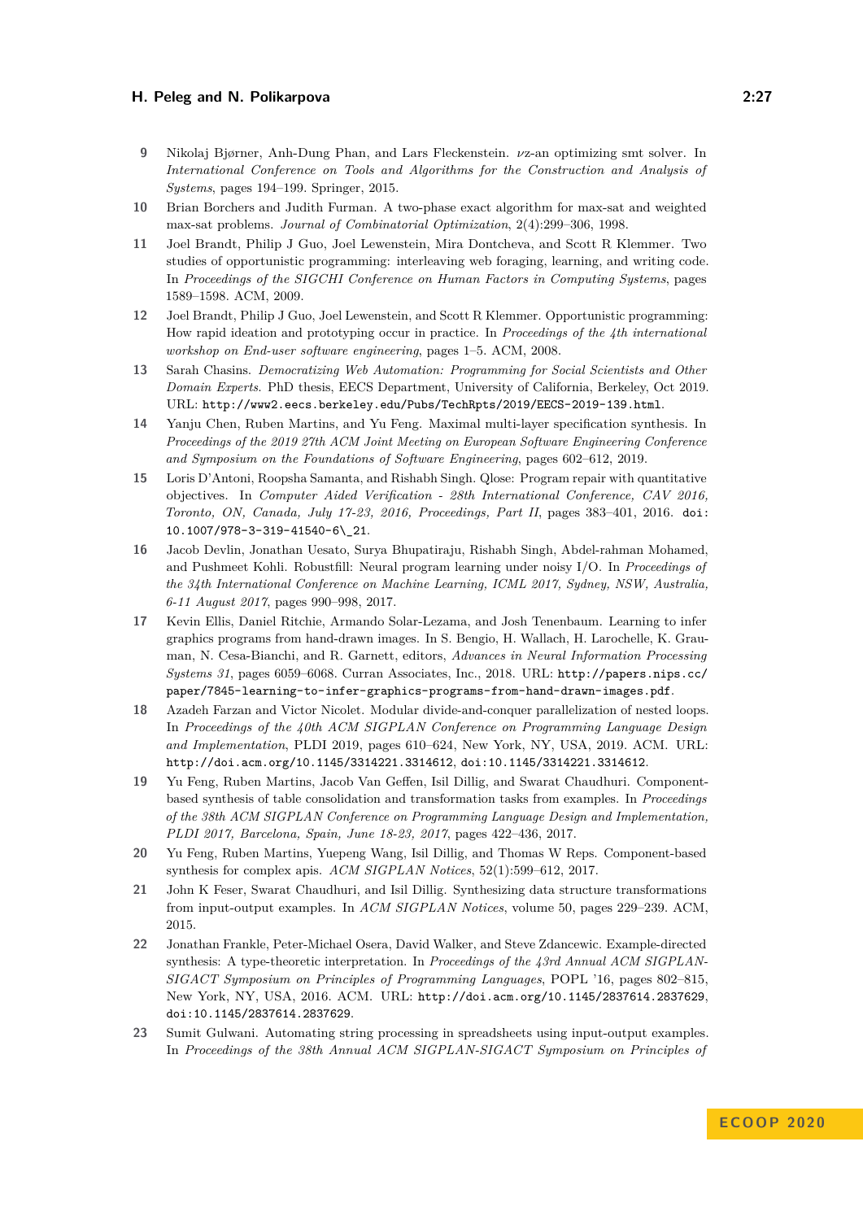9. Nikolaj Bjørner, Anh-Dung Phan, and Lars Fleckenstein. $\nu$z-an optimizing smt solver. In *International Conference on Tools and Algorithms for the Construction and Analysis of Systems*, pages 194–199. Springer, 2015.
10. Brian Borchers and Judith Furman. A two-phase exact algorithm for max-sat and weighted max-sat problems. *Journal of Combinatorial Optimization*, 2(4):299–306, 1998.
11. Joel Brandt, Philip J Guo, Joel Lewenstein, Mira Dontcheva, and Scott R Klemmer. Two studies of opportunistic programming: interleaving web foraging, learning, and writing code. In *Proceedings of the SIGCHI Conference on Human Factors in Computing Systems*, pages 1589–1598. ACM, 2009.
12. Joel Brandt, Philip J Guo, Joel Lewenstein, and Scott R Klemmer. Opportunistic programming: How rapid ideation and prototyping occur in practice. In *Proceedings of the 4th international workshop on End-user software engineering*, pages 1–5. ACM, 2008.
13. Sarah Chasins. *Democratizing Web Automation: Programming for Social Scientists and Other Domain Experts*. PhD thesis, EECS Department, University of California, Berkeley, Oct 2019. URL: `http://www2.eecs.berkeley.edu/Pubs/TechRpts/2019/EECS-2019-139.html`.
14. Yanju Chen, Ruben Martins, and Yu Feng. Maximal multi-layer specification synthesis. In *Proceedings of the 2019 27th ACM Joint Meeting on European Software Engineering Conference and Symposium on the Foundations of Software Engineering*, pages 602–612, 2019.
15. Loris D'Antoni, Roopsha Samanta, and Rishabh Singh. Qlose: Program repair with quantitative objectives. In *Computer Aided Verification - 28th International Conference, CAV 2016, Toronto, ON, Canada, July 17-23, 2016, Proceedings, Part II*, pages 383–401, 2016. `doi:10.1007/978-3-319-41540-6\_21`.
16. Jacob Devlin, Jonathan Uesato, Surya Bhupatiraju, Rishabh Singh, Abdel-rahman Mohamed, and Pushmeet Kohli. Robustfill: Neural program learning under noisy I/O. In *Proceedings of the 34th International Conference on Machine Learning, ICML 2017, Sydney, NSW, Australia, 6-11 August 2017*, pages 990–998, 2017.
17. Kevin Ellis, Daniel Ritchie, Armando Solar-Lezama, and Josh Tenenbaum. Learning to infer graphics programs from hand-drawn images. In S. Bengio, H. Wallach, H. Larochelle, K. Grauman, N. Cesa-Bianchi, and R. Garnett, editors, *Advances in Neural Information Processing Systems 31*, pages 6059–6068. Curran Associates, Inc., 2018. URL: `http://papers.nips.cc/paper/7845-learning-to-infer-graphics-programs-from-hand-drawn-images.pdf`.
18. Azadeh Farzan and Victor Nicolet. Modular divide-and-conquer parallelization of nested loops. In *Proceedings of the 40th ACM SIGPLAN Conference on Programming Language Design and Implementation*, PLDI 2019, pages 610–624, New York, NY, USA, 2019. ACM. URL: `http://doi.acm.org/10.1145/3314221.3314612`, `doi:10.1145/3314221.3314612`.
19. Yu Feng, Ruben Martins, Jacob Van Geffen, Isil Dillig, and Swarat Chaudhuri. Component-based synthesis of table consolidation and transformation tasks from examples. In *Proceedings of the 38th ACM SIGPLAN Conference on Programming Language Design and Implementation, PLDI 2017, Barcelona, Spain, June 18-23, 2017*, pages 422–436, 2017.
20. Yu Feng, Ruben Martins, Yuepeng Wang, Isil Dillig, and Thomas W Reps. Component-based synthesis for complex apis. *ACM SIGPLAN Notices*, 52(1):599–612, 2017.
21. John K Feser, Swarat Chaudhuri, and Isil Dillig. Synthesizing data structure transformations from input-output examples. In *ACM SIGPLAN Notices*, volume 50, pages 229–239. ACM, 2015.
22. Jonathan Frankle, Peter-Michael Osera, David Walker, and Steve Zdancewic. Example-directed synthesis: A type-theoretic interpretation. In *Proceedings of the 43rd Annual ACM SIGPLAN-SIGACT Symposium on Principles of Programming Languages*, POPL '16, pages 802–815, New York, NY, USA, 2016. ACM. URL: `http://doi.acm.org/10.1145/2837614.2837629`, `doi:10.1145/2837614.2837629`.
23. Sumit Gulwani. Automating string processing in spreadsheets using input-output examples. In *Proceedings of the 38th Annual ACM SIGPLAN-SIGACT Symposium on Principles of*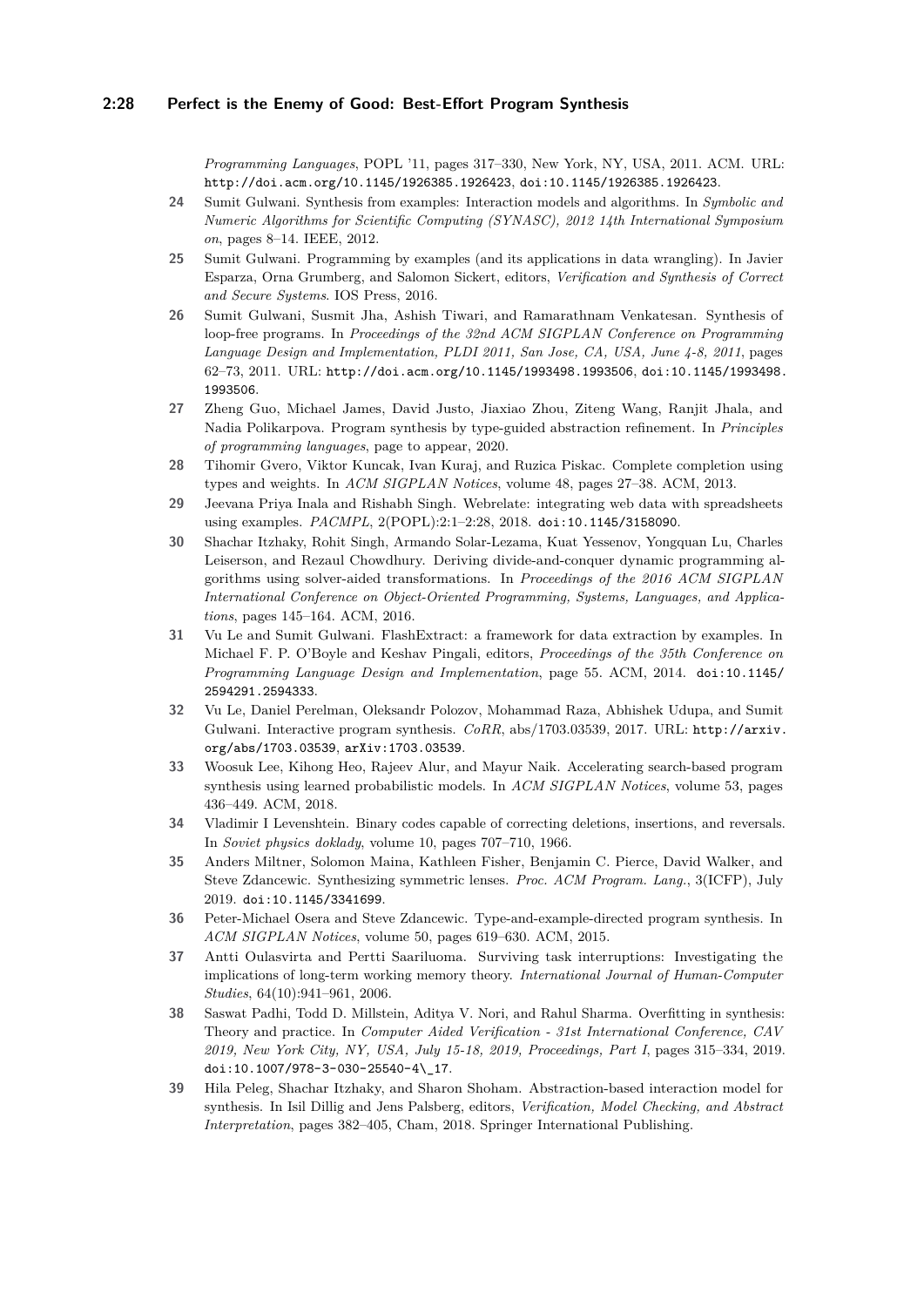*Programming Languages*, POPL '11, pages 317–330, New York, NY, USA, 2011. ACM. URL: http://doi.acm.org/10.1145/1926385.1926423, doi:10.1145/1926385.1926423.

**24** Sumit Gulwani. Synthesis from examples: Interaction models and algorithms. In *Symbolic and Numeric Algorithms for Scientific Computing (SYNASC), 2012 14th International Symposium on*, pages 8–14. IEEE, 2012.

**25** Sumit Gulwani. Programming by examples (and its applications in data wrangling). In Javier Esparza, Orna Grumberg, and Salomon Sickert, editors, *Verification and Synthesis of Correct and Secure Systems*. IOS Press, 2016.

**26** Sumit Gulwani, Susmit Jha, Ashish Tiwari, and Ramarathnam Venkatesan. Synthesis of loop-free programs. In *Proceedings of the 32nd ACM SIGPLAN Conference on Programming Language Design and Implementation, PLDI 2011, San Jose, CA, USA, June 4-8, 2011*, pages 62–73, 2011. URL: http://doi.acm.org/10.1145/1993498.1993506, doi:10.1145/1993498.1993506.

**27** Zheng Guo, Michael James, David Justo, Jiaxiao Zhou, Ziteng Wang, Ranjit Jhala, and Nadia Polikarpova. Program synthesis by type-guided abstraction refinement. In *Principles of programming languages*, page to appear, 2020.

**28** Tihomir Gvero, Viktor Kuncak, Ivan Kuraj, and Ruzica Piskac. Complete completion using types and weights. In *ACM SIGPLAN Notices*, volume 48, pages 27–38. ACM, 2013.

**29** Jeevana Priya Inala and Rishabh Singh. Webrelate: integrating web data with spreadsheets using examples. *PACMPL*, 2(POPL):2:1–2:28, 2018. doi:10.1145/3158090.

**30** Shachar Itzhaky, Rohit Singh, Armando Solar-Lezama, Kuat Yessenov, Yongquan Lu, Charles Leiserson, and Rezaul Chowdhury. Deriving divide-and-conquer dynamic programming algorithms using solver-aided transformations. In *Proceedings of the 2016 ACM SIGPLAN International Conference on Object-Oriented Programming, Systems, Languages, and Applications*, pages 145–164. ACM, 2016.

**31** Vu Le and Sumit Gulwani. FlashExtract: a framework for data extraction by examples. In Michael F. P. O'Boyle and Keshav Pingali, editors, *Proceedings of the 35th Conference on Programming Language Design and Implementation*, page 55. ACM, 2014. doi:10.1145/2594291.2594333.

**32** Vu Le, Daniel Perelman, Oleksandr Polozov, Mohammad Raza, Abhishek Udupa, and Sumit Gulwani. Interactive program synthesis. *CoRR*, abs/1703.03539, 2017. URL: http://arxiv.org/abs/1703.03539, arXiv:1703.03539.

**33** Woosuk Lee, Kihong Heo, Rajeev Alur, and Mayur Naik. Accelerating search-based program synthesis using learned probabilistic models. In *ACM SIGPLAN Notices*, volume 53, pages 436–449. ACM, 2018.

**34** Vladimir I Levenshtein. Binary codes capable of correcting deletions, insertions, and reversals. In *Soviet physics doklady*, volume 10, pages 707–710, 1966.

**35** Anders Miltner, Solomon Maina, Kathleen Fisher, Benjamin C. Pierce, David Walker, and Steve Zdancewic. Synthesizing symmetric lenses. *Proc. ACM Program. Lang.*, 3(ICFP), July 2019. doi:10.1145/3341699.

**36** Peter-Michael Osera and Steve Zdancewic. Type-and-example-directed program synthesis. In *ACM SIGPLAN Notices*, volume 50, pages 619–630. ACM, 2015.

**37** Antti Oulasvirta and Pertti Saariluoma. Surviving task interruptions: Investigating the implications of long-term working memory theory. *International Journal of Human-Computer Studies*, 64(10):941–961, 2006.

**38** Saswat Padhi, Todd D. Millstein, Aditya V. Nori, and Rahul Sharma. Overfitting in synthesis: Theory and practice. In *Computer Aided Verification - 31st International Conference, CAV 2019, New York City, NY, USA, July 15-18, 2019, Proceedings, Part I*, pages 315–334, 2019. doi:10.1007/978-3-030-25540-4\_17.

**39** Hila Peleg, Shachar Itzhaky, and Sharon Shoham. Abstraction-based interaction model for synthesis. In Isil Dillig and Jens Palsberg, editors, *Verification, Model Checking, and Abstract Interpretation*, pages 382–405, Cham, 2018. Springer International Publishing.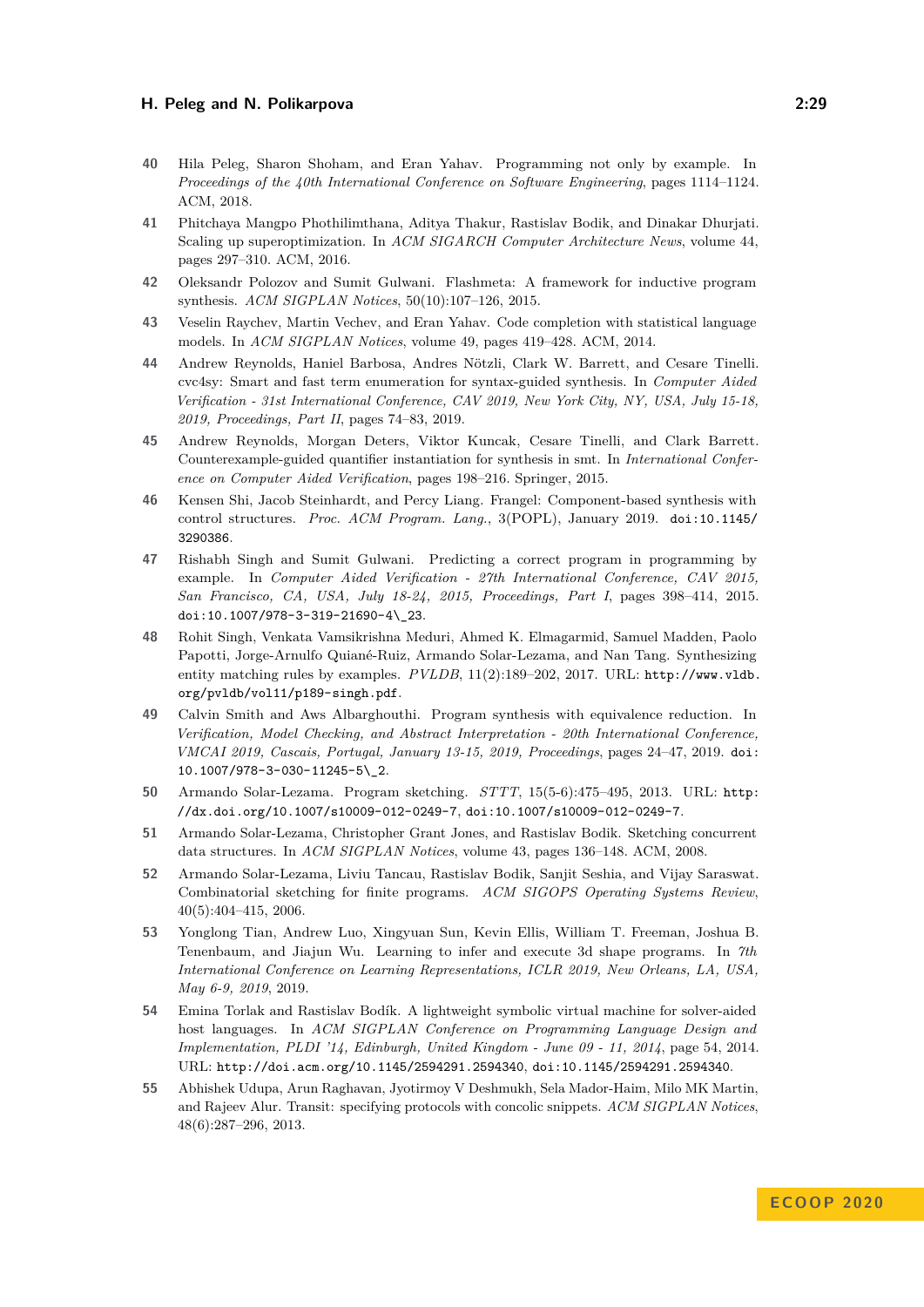40 Hila Peleg, Sharon Shoham, and Eran Yahav. Programming not only by example. In *Proceedings of the 40th International Conference on Software Engineering*, pages 1114–1124. ACM, 2018.

41 Phitchaya Mangpo Phothilimthana, Aditya Thakur, Rastislav Bodik, and Dinakar Dhurjati. Scaling up superoptimization. In *ACM SIGARCH Computer Architecture News*, volume 44, pages 297–310. ACM, 2016.

42 Oleksandr Polozov and Sumit Gulwani. Flashmeta: A framework for inductive program synthesis. *ACM SIGPLAN Notices*, 50(10):107–126, 2015.

43 Veselin Raychev, Martin Vechev, and Eran Yahav. Code completion with statistical language models. In *ACM SIGPLAN Notices*, volume 49, pages 419–428. ACM, 2014.

44 Andrew Reynolds, Haniel Barbosa, Andres Nötzli, Clark W. Barrett, and Cesare Tinelli. cvc4sy: Smart and fast term enumeration for syntax-guided synthesis. In *Computer Aided Verification - 31st International Conference, CAV 2019, New York City, NY, USA, July 15-18, 2019, Proceedings, Part II*, pages 74–83, 2019.

45 Andrew Reynolds, Morgan Deters, Viktor Kuncak, Cesare Tinelli, and Clark Barrett. Counterexample-guided quantifier instantiation for synthesis in smt. In *International Conference on Computer Aided Verification*, pages 198–216. Springer, 2015.

46 Kensen Shi, Jacob Steinhardt, and Percy Liang. Frangel: Component-based synthesis with control structures. *Proc. ACM Program. Lang.*, 3(POPL), January 2019. `doi:10.1145/3290386`.

47 Rishabh Singh and Sumit Gulwani. Predicting a correct program in programming by example. In *Computer Aided Verification - 27th International Conference, CAV 2015, San Francisco, CA, USA, July 18-24, 2015, Proceedings, Part I*, pages 398–414, 2015. `doi:10.1007/978-3-319-21690-4\_23`.

48 Rohit Singh, Venkata Vamsikrishna Meduri, Ahmed K. Elmagarmid, Samuel Madden, Paolo Papotti, Jorge-Arnulfo Quiané-Ruiz, Armando Solar-Lezama, and Nan Tang. Synthesizing entity matching rules by examples. *PVLDB*, 11(2):189–202, 2017. URL: `http://www.vldb.org/pvldb/vol11/p189-singh.pdf`.

49 Calvin Smith and Aws Albarghouthi. Program synthesis with equivalence reduction. In *Verification, Model Checking, and Abstract Interpretation - 20th International Conference, VMCAI 2019, Cascais, Portugal, January 13-15, 2019, Proceedings*, pages 24–47, 2019. `doi:10.1007/978-3-030-11245-5\_2`.

50 Armando Solar-Lezama. Program sketching. *STTT*, 15(5-6):475–495, 2013. URL: `http://dx.doi.org/10.1007/s10009-012-0249-7`, `doi:10.1007/s10009-012-0249-7`.

51 Armando Solar-Lezama, Christopher Grant Jones, and Rastislav Bodik. Sketching concurrent data structures. In *ACM SIGPLAN Notices*, volume 43, pages 136–148. ACM, 2008.

52 Armando Solar-Lezama, Liviu Tancau, Rastislav Bodik, Sanjit Seshia, and Vijay Saraswat. Combinatorial sketching for finite programs. *ACM SIGOPS Operating Systems Review*, 40(5):404–415, 2006.

53 Yonglong Tian, Andrew Luo, Xingyuan Sun, Kevin Ellis, William T. Freeman, Joshua B. Tenenbaum, and Jiajun Wu. Learning to infer and execute 3d shape programs. In *7th International Conference on Learning Representations, ICLR 2019, New Orleans, LA, USA, May 6-9, 2019*, 2019.

54 Emina Torlak and Rastislav Bodík. A lightweight symbolic virtual machine for solver-aided host languages. In *ACM SIGPLAN Conference on Programming Language Design and Implementation, PLDI '14, Edinburgh, United Kingdom - June 09 - 11, 2014*, page 54, 2014. URL: `http://doi.acm.org/10.1145/2594291.2594340`, `doi:10.1145/2594291.2594340`.

55 Abhishek Udupa, Arun Raghavan, Jyotirmoy V Deshmukh, Sela Mador-Haim, Milo MK Martin, and Rajeev Alur. Transit: specifying protocols with concolic snippets. *ACM SIGPLAN Notices*, 48(6):287–296, 2013.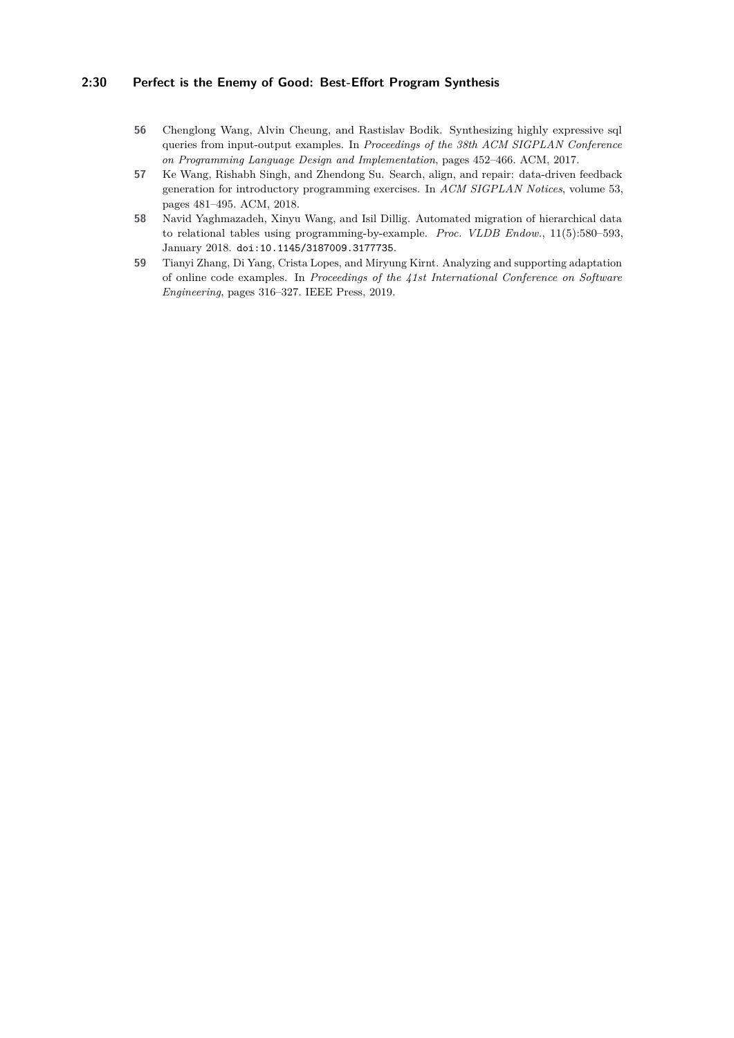**56** Chenglong Wang, Alvin Cheung, and Rastislav Bodik. Synthesizing highly expressive sql queries from input-output examples. In *Proceedings of the 38th ACM SIGPLAN Conference on Programming Language Design and Implementation*, pages 452–466. ACM, 2017.

**57** Ke Wang, Rishabh Singh, and Zhendong Su. Search, align, and repair: data-driven feedback generation for introductory programming exercises. In *ACM SIGPLAN Notices*, volume 53, pages 481–495. ACM, 2018.

**58** Navid Yaghmazadeh, Xinyu Wang, and Isil Dillig. Automated migration of hierarchical data to relational tables using programming-by-example. *Proc. VLDB Endow.*, 11(5):580–593, January 2018. `doi:10.1145/3187009.3177735`.

**59** Tianyi Zhang, Di Yang, Crista Lopes, and Miryung Kirnt. Analyzing and supporting adaptation of online code examples. In *Proceedings of the 41st International Conference on Software Engineering*, pages 316–327. IEEE Press, 2019.